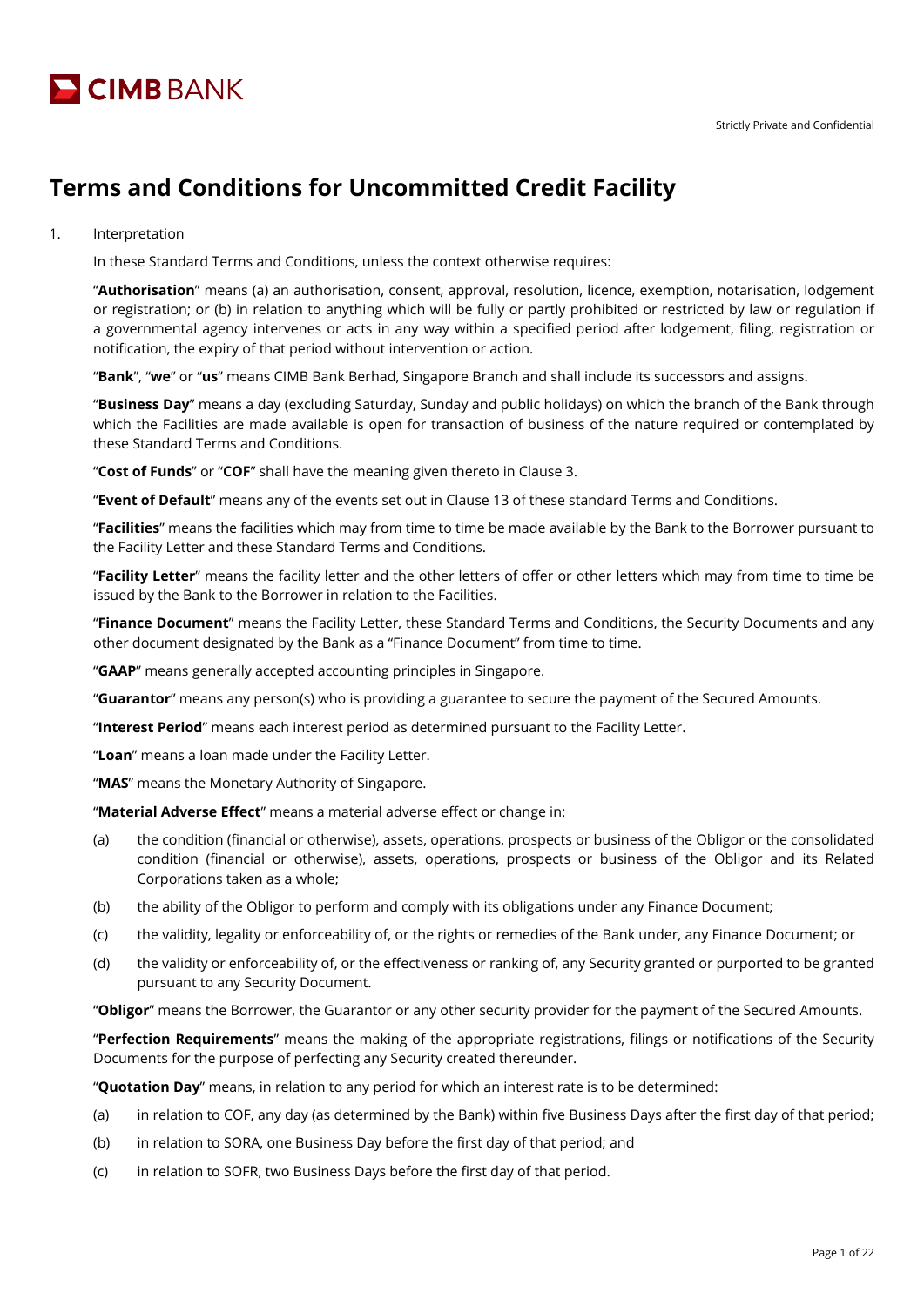Strictly Private and Confidential

# Terms and Conditions for Uncommitted Credit Facility

1. Interpretation

In these Standard Terms and Conditions, unless the context otherwise requires:

"**Authorisation**" means (a) an authorisation, consent, approval, resolution, licence, exemption, notarisation, lodgement or registration; or (b) in relation to anything which will be fully or partly prohibited or restricted by law or regulation if a governmental agency intervenes or acts in any way within a specified period after lodgement, filing, registration or notification, the expiry of that period without intervention or action.

"**Bank**", "**we**" or "**us**" means CIMB Bank Berhad, Singapore Branch and shall include its successors and assigns.

"**Business Day**" means a day (excluding Saturday, Sunday and public holidays) on which the branch of the Bank through which the Facilities are made available is open for transaction of business of the nature required or contemplated by these Standard Terms and Conditions.

"**Cost of Funds**" or "**COF**" shall have the meaning given thereto in Clause 3.

"**Event of Default**" means any of the events set out in Clause 13 of these standard Terms and Conditions.

"**Facilities**" means the facilities which may from time to time be made available by the Bank to the Borrower pursuant to the Facility Letter and these Standard Terms and Conditions.

"**Facility Letter**" means the facility letter and the other letters of offer or other letters which may from time to time be issued by the Bank to the Borrower in relation to the Facilities.

"**Finance Document**" means the Facility Letter, these Standard Terms and Conditions, the Security Documents and any other document designated by the Bank as a "Finance Document" from time to time.

"**GAAP**" means generally accepted accounting principles in Singapore.

"**Guarantor**" means any person(s) who is providing a guarantee to secure the payment of the Secured Amounts.

"**Interest Period**" means each interest period as determined pursuant to the Facility Letter.

"**Loan**" means a loan made under the Facility Letter.

"**MAS**" means the Monetary Authority of Singapore.

"**Material Adverse Effect**" means a material adverse effect or change in:

(a) the condition (financial or otherwise), assets, operations, prospects or business of the Obligor or the consolidated condition (financial or otherwise), assets, operations, prospects or business of the Obligor and its Related Corporations taken as a whole;

(b) the ability of the Obligor to perform and comply with its obligations under any Finance Document;

(c) the validity, legality or enforceability of, or the rights or remedies of the Bank under, any Finance Document; or

(d) the validity or enforceability of, or the effectiveness or ranking of, any Security granted or purported to be granted pursuant to any Security Document.

"**Obligor**" means the Borrower, the Guarantor or any other security provider for the payment of the Secured Amounts.

"**Perfection Requirements**" means the making of the appropriate registrations, filings or notifications of the Security Documents for the purpose of perfecting any Security created thereunder.

"**Quotation Day**" means, in relation to any period for which an interest rate is to be determined:

(a) in relation to COF, any day (as determined by the Bank) within five Business Days after the first day of that period;

(b) in relation to SORA, one Business Day before the first day of that period; and

(c) in relation to SOFR, two Business Days before the first day of that period.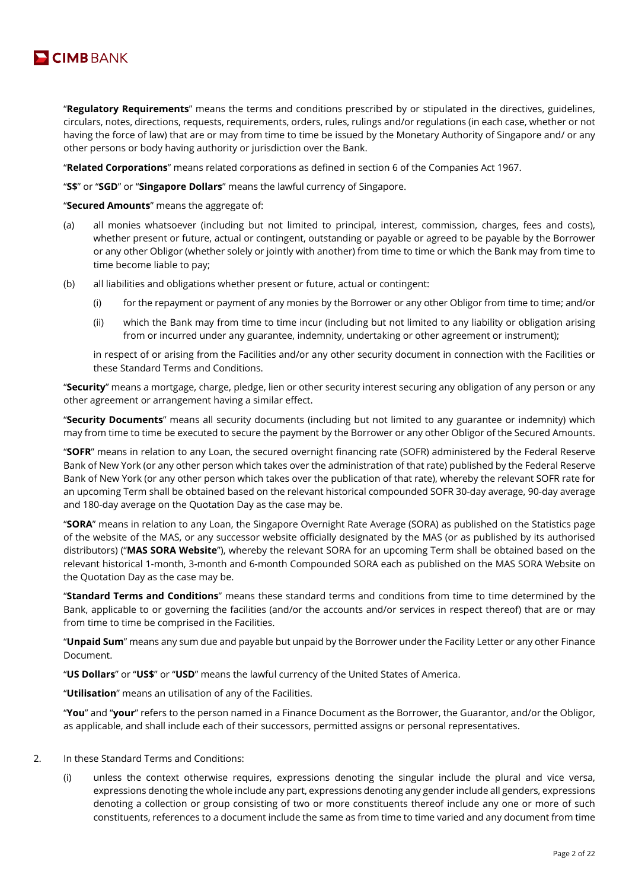"**Regulatory Requirements**" means the terms and conditions prescribed by or stipulated in the directives, guidelines, circulars, notes, directions, requests, requirements, orders, rules, rulings and/or regulations (in each case, whether or not having the force of law) that are or may from time to time be issued by the Monetary Authority of Singapore and/ or any other persons or body having authority or jurisdiction over the Bank.

"**Related Corporations**" means related corporations as defined in section 6 of the Companies Act 1967.

"**S$**" or "**SGD**" or "**Singapore Dollars**" means the lawful currency of Singapore.

"**Secured Amounts**" means the aggregate of:

(a) all monies whatsoever (including but not limited to principal, interest, commission, charges, fees and costs), whether present or future, actual or contingent, outstanding or payable or agreed to be payable by the Borrower or any other Obligor (whether solely or jointly with another) from time to time or which the Bank may from time to time become liable to pay;

(b) all liabilities and obligations whether present or future, actual or contingent:

(i) for the repayment or payment of any monies by the Borrower or any other Obligor from time to time; and/or

(ii) which the Bank may from time to time incur (including but not limited to any liability or obligation arising from or incurred under any guarantee, indemnity, undertaking or other agreement or instrument);

in respect of or arising from the Facilities and/or any other security document in connection with the Facilities or these Standard Terms and Conditions.

"**Security**" means a mortgage, charge, pledge, lien or other security interest securing any obligation of any person or any other agreement or arrangement having a similar effect.

"**Security Documents**" means all security documents (including but not limited to any guarantee or indemnity) which may from time to time be executed to secure the payment by the Borrower or any other Obligor of the Secured Amounts.

"**SOFR**" means in relation to any Loan, the secured overnight financing rate (SOFR) administered by the Federal Reserve Bank of New York (or any other person which takes over the administration of that rate) published by the Federal Reserve Bank of New York (or any other person which takes over the publication of that rate), whereby the relevant SOFR rate for an upcoming Term shall be obtained based on the relevant historical compounded SOFR 30-day average, 90-day average and 180-day average on the Quotation Day as the case may be.

"**SORA**" means in relation to any Loan, the Singapore Overnight Rate Average (SORA) as published on the Statistics page of the website of the MAS, or any successor website officially designated by the MAS (or as published by its authorised distributors) ("**MAS SORA Website**"), whereby the relevant SORA for an upcoming Term shall be obtained based on the relevant historical 1-month, 3-month and 6-month Compounded SORA each as published on the MAS SORA Website on the Quotation Day as the case may be.

"**Standard Terms and Conditions**" means these standard terms and conditions from time to time determined by the Bank, applicable to or governing the facilities (and/or the accounts and/or services in respect thereof) that are or may from time to time be comprised in the Facilities.

"**Unpaid Sum**" means any sum due and payable but unpaid by the Borrower under the Facility Letter or any other Finance Document.

"**US Dollars**" or "**US$**" or "**USD**" means the lawful currency of the United States of America.

"**Utilisation**" means an utilisation of any of the Facilities.

"**You**" and "**your**" refers to the person named in a Finance Document as the Borrower, the Guarantor, and/or the Obligor, as applicable, and shall include each of their successors, permitted assigns or personal representatives.

2. In these Standard Terms and Conditions:

(i) unless the context otherwise requires, expressions denoting the singular include the plural and vice versa, expressions denoting the whole include any part, expressions denoting any gender include all genders, expressions denoting a collection or group consisting of two or more constituents thereof include any one or more of such constituents, references to a document include the same as from time to time varied and any document from time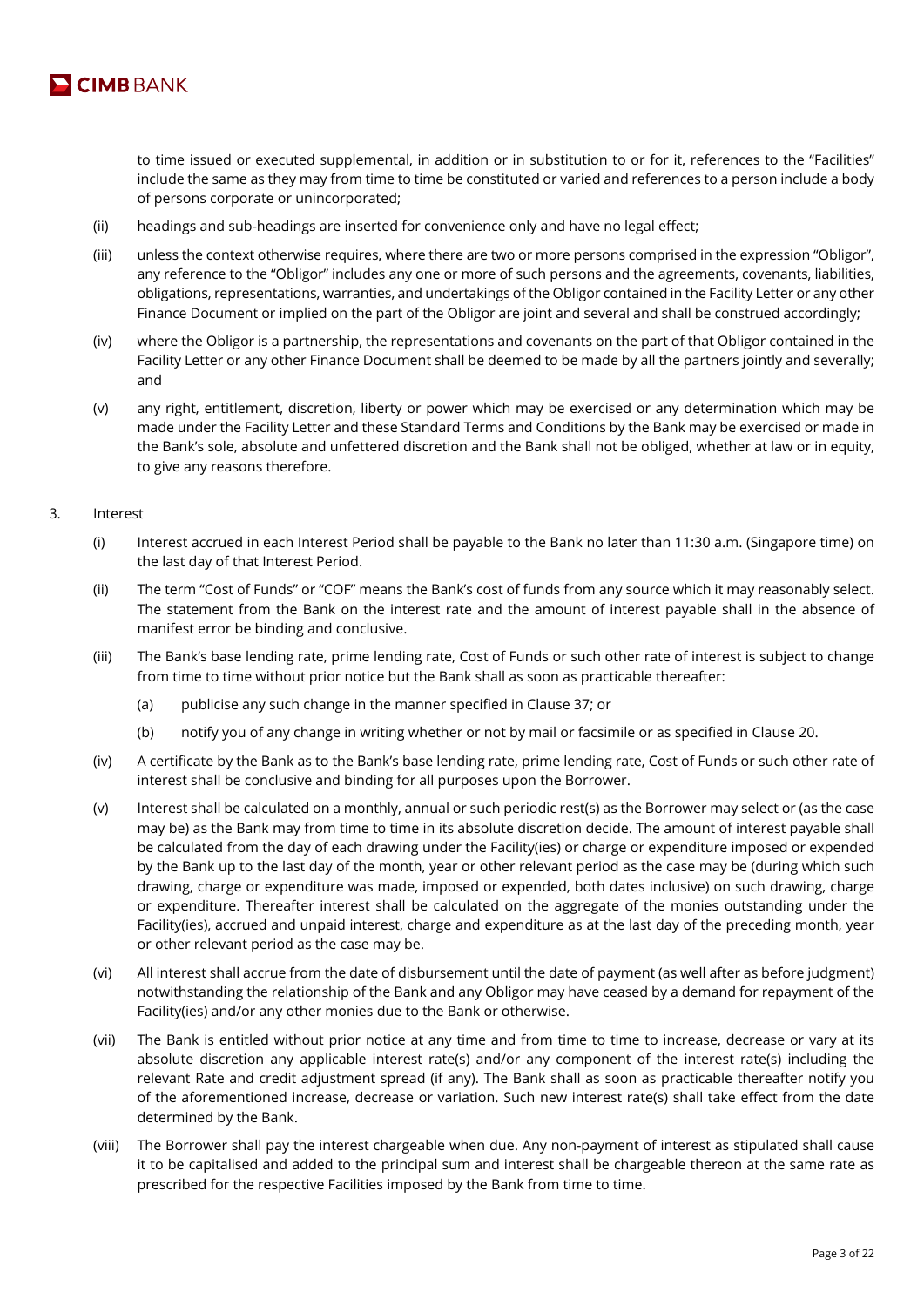to time issued or executed supplemental, in addition or in substitution to or for it, references to the "Facilities" include the same as they may from time to time be constituted or varied and references to a person include a body of persons corporate or unincorporated;

(ii) headings and sub-headings are inserted for convenience only and have no legal effect;

(iii) unless the context otherwise requires, where there are two or more persons comprised in the expression "Obligor", any reference to the "Obligor" includes any one or more of such persons and the agreements, covenants, liabilities, obligations, representations, warranties, and undertakings of the Obligor contained in the Facility Letter or any other Finance Document or implied on the part of the Obligor are joint and several and shall be construed accordingly;

(iv) where the Obligor is a partnership, the representations and covenants on the part of that Obligor contained in the Facility Letter or any other Finance Document shall be deemed to be made by all the partners jointly and severally; and

(v) any right, entitlement, discretion, liberty or power which may be exercised or any determination which may be made under the Facility Letter and these Standard Terms and Conditions by the Bank may be exercised or made in the Bank's sole, absolute and unfettered discretion and the Bank shall not be obliged, whether at law or in equity, to give any reasons therefore.

3. Interest

(i) Interest accrued in each Interest Period shall be payable to the Bank no later than 11:30 a.m. (Singapore time) on the last day of that Interest Period.

(ii) The term "Cost of Funds" or "COF" means the Bank's cost of funds from any source which it may reasonably select. The statement from the Bank on the interest rate and the amount of interest payable shall in the absence of manifest error be binding and conclusive.

(iii) The Bank's base lending rate, prime lending rate, Cost of Funds or such other rate of interest is subject to change from time to time without prior notice but the Bank shall as soon as practicable thereafter:

   (a) publicise any such change in the manner specified in Clause 37; or

   (b) notify you of any change in writing whether or not by mail or facsimile or as specified in Clause 20.

(iv) A certificate by the Bank as to the Bank's base lending rate, prime lending rate, Cost of Funds or such other rate of interest shall be conclusive and binding for all purposes upon the Borrower.

(v) Interest shall be calculated on a monthly, annual or such periodic rest(s) as the Borrower may select or (as the case may be) as the Bank may from time to time in its absolute discretion decide. The amount of interest payable shall be calculated from the day of each drawing under the Facility(ies) or charge or expenditure imposed or expended by the Bank up to the last day of the month, year or other relevant period as the case may be (during which such drawing, charge or expenditure was made, imposed or expended, both dates inclusive) on such drawing, charge or expenditure. Thereafter interest shall be calculated on the aggregate of the monies outstanding under the Facility(ies), accrued and unpaid interest, charge and expenditure as at the last day of the preceding month, year or other relevant period as the case may be.

(vi) All interest shall accrue from the date of disbursement until the date of payment (as well after as before judgment) notwithstanding the relationship of the Bank and any Obligor may have ceased by a demand for repayment of the Facility(ies) and/or any other monies due to the Bank or otherwise.

(vii) The Bank is entitled without prior notice at any time and from time to time to increase, decrease or vary at its absolute discretion any applicable interest rate(s) and/or any component of the interest rate(s) including the relevant Rate and credit adjustment spread (if any). The Bank shall as soon as practicable thereafter notify you of the aforementioned increase, decrease or variation. Such new interest rate(s) shall take effect from the date determined by the Bank.

(viii) The Borrower shall pay the interest chargeable when due. Any non-payment of interest as stipulated shall cause it to be capitalised and added to the principal sum and interest shall be chargeable thereon at the same rate as prescribed for the respective Facilities imposed by the Bank from time to time.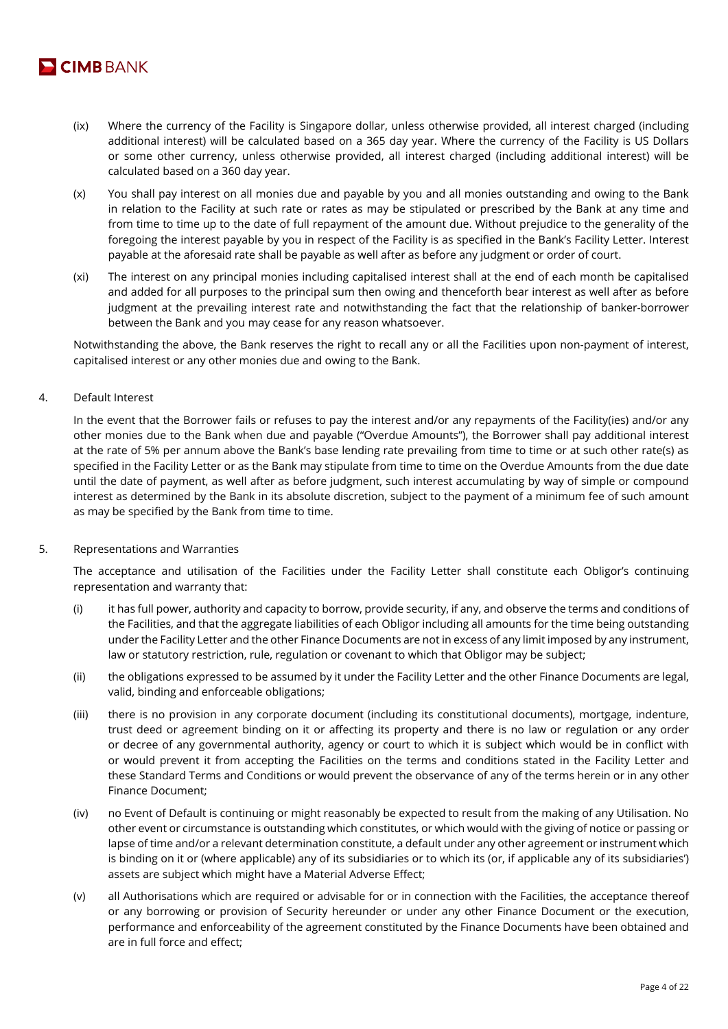(ix) Where the currency of the Facility is Singapore dollar, unless otherwise provided, all interest charged (including additional interest) will be calculated based on a 365 day year. Where the currency of the Facility is US Dollars or some other currency, unless otherwise provided, all interest charged (including additional interest) will be calculated based on a 360 day year.

(x) You shall pay interest on all monies due and payable by you and all monies outstanding and owing to the Bank in relation to the Facility at such rate or rates as may be stipulated or prescribed by the Bank at any time and from time to time up to the date of full repayment of the amount due. Without prejudice to the generality of the foregoing the interest payable by you in respect of the Facility is as specified in the Bank's Facility Letter. Interest payable at the aforesaid rate shall be payable as well after as before any judgment or order of court.

(xi) The interest on any principal monies including capitalised interest shall at the end of each month be capitalised and added for all purposes to the principal sum then owing and thenceforth bear interest as well after as before judgment at the prevailing interest rate and notwithstanding the fact that the relationship of banker-borrower between the Bank and you may cease for any reason whatsoever.

Notwithstanding the above, the Bank reserves the right to recall any or all the Facilities upon non-payment of interest, capitalised interest or any other monies due and owing to the Bank.

4. Default Interest

In the event that the Borrower fails or refuses to pay the interest and/or any repayments of the Facility(ies) and/or any other monies due to the Bank when due and payable ("Overdue Amounts"), the Borrower shall pay additional interest at the rate of 5% per annum above the Bank's base lending rate prevailing from time to time or at such other rate(s) as specified in the Facility Letter or as the Bank may stipulate from time to time on the Overdue Amounts from the due date until the date of payment, as well after as before judgment, such interest accumulating by way of simple or compound interest as determined by the Bank in its absolute discretion, subject to the payment of a minimum fee of such amount as may be specified by the Bank from time to time.

5. Representations and Warranties

The acceptance and utilisation of the Facilities under the Facility Letter shall constitute each Obligor's continuing representation and warranty that:

(i) it has full power, authority and capacity to borrow, provide security, if any, and observe the terms and conditions of the Facilities, and that the aggregate liabilities of each Obligor including all amounts for the time being outstanding under the Facility Letter and the other Finance Documents are not in excess of any limit imposed by any instrument, law or statutory restriction, rule, regulation or covenant to which that Obligor may be subject;

(ii) the obligations expressed to be assumed by it under the Facility Letter and the other Finance Documents are legal, valid, binding and enforceable obligations;

(iii) there is no provision in any corporate document (including its constitutional documents), mortgage, indenture, trust deed or agreement binding on it or affecting its property and there is no law or regulation or any order or decree of any governmental authority, agency or court to which it is subject which would be in conflict with or would prevent it from accepting the Facilities on the terms and conditions stated in the Facility Letter and these Standard Terms and Conditions or would prevent the observance of any of the terms herein or in any other Finance Document;

(iv) no Event of Default is continuing or might reasonably be expected to result from the making of any Utilisation. No other event or circumstance is outstanding which constitutes, or which would with the giving of notice or passing or lapse of time and/or a relevant determination constitute, a default under any other agreement or instrument which is binding on it or (where applicable) any of its subsidiaries or to which its (or, if applicable any of its subsidiaries') assets are subject which might have a Material Adverse Effect;

(v) all Authorisations which are required or advisable for or in connection with the Facilities, the acceptance thereof or any borrowing or provision of Security hereunder or under any other Finance Document or the execution, performance and enforceability of the agreement constituted by the Finance Documents have been obtained and are in full force and effect;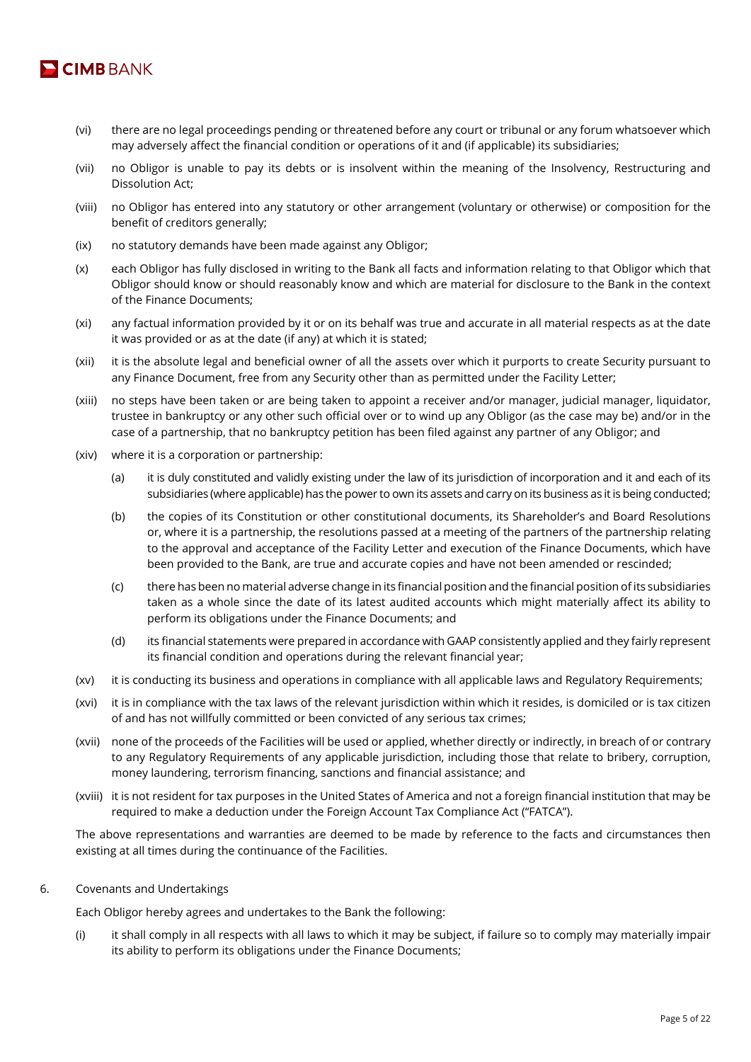(vi) there are no legal proceedings pending or threatened before any court or tribunal or any forum whatsoever which may adversely affect the financial condition or operations of it and (if applicable) its subsidiaries;

(vii) no Obligor is unable to pay its debts or is insolvent within the meaning of the Insolvency, Restructuring and Dissolution Act;

(viii) no Obligor has entered into any statutory or other arrangement (voluntary or otherwise) or composition for the benefit of creditors generally;

(ix) no statutory demands have been made against any Obligor;

(x) each Obligor has fully disclosed in writing to the Bank all facts and information relating to that Obligor which that Obligor should know or should reasonably know and which are material for disclosure to the Bank in the context of the Finance Documents;

(xi) any factual information provided by it or on its behalf was true and accurate in all material respects as at the date it was provided or as at the date (if any) at which it is stated;

(xii) it is the absolute legal and beneficial owner of all the assets over which it purports to create Security pursuant to any Finance Document, free from any Security other than as permitted under the Facility Letter;

(xiii) no steps have been taken or are being taken to appoint a receiver and/or manager, judicial manager, liquidator, trustee in bankruptcy or any other such official over or to wind up any Obligor (as the case may be) and/or in the case of a partnership, that no bankruptcy petition has been filed against any partner of any Obligor; and

(xiv) where it is a corporation or partnership:

   (a) it is duly constituted and validly existing under the law of its jurisdiction of incorporation and it and each of its subsidiaries (where applicable) has the power to own its assets and carry on its business as it is being conducted;

   (b) the copies of its Constitution or other constitutional documents, its Shareholder's and Board Resolutions or, where it is a partnership, the resolutions passed at a meeting of the partners of the partnership relating to the approval and acceptance of the Facility Letter and execution of the Finance Documents, which have been provided to the Bank, are true and accurate copies and have not been amended or rescinded;

   (c) there has been no material adverse change in its financial position and the financial position of its subsidiaries taken as a whole since the date of its latest audited accounts which might materially affect its ability to perform its obligations under the Finance Documents; and

   (d) its financial statements were prepared in accordance with GAAP consistently applied and they fairly represent its financial condition and operations during the relevant financial year;

(xv) it is conducting its business and operations in compliance with all applicable laws and Regulatory Requirements;

(xvi) it is in compliance with the tax laws of the relevant jurisdiction within which it resides, is domiciled or is tax citizen of and has not willfully committed or been convicted of any serious tax crimes;

(xvii) none of the proceeds of the Facilities will be used or applied, whether directly or indirectly, in breach of or contrary to any Regulatory Requirements of any applicable jurisdiction, including those that relate to bribery, corruption, money laundering, terrorism financing, sanctions and financial assistance; and

(xviii) it is not resident for tax purposes in the United States of America and not a foreign financial institution that may be required to make a deduction under the Foreign Account Tax Compliance Act ("FATCA").

The above representations and warranties are deemed to be made by reference to the facts and circumstances then existing at all times during the continuance of the Facilities.

6. Covenants and Undertakings

Each Obligor hereby agrees and undertakes to the Bank the following:

(i) it shall comply in all respects with all laws to which it may be subject, if failure so to comply may materially impair its ability to perform its obligations under the Finance Documents;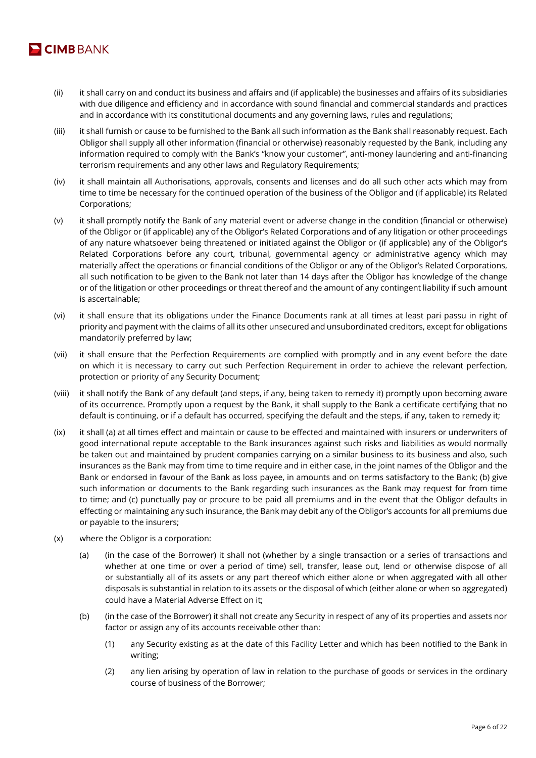(ii) it shall carry on and conduct its business and affairs and (if applicable) the businesses and affairs of its subsidiaries with due diligence and efficiency and in accordance with sound financial and commercial standards and practices and in accordance with its constitutional documents and any governing laws, rules and regulations;

(iii) it shall furnish or cause to be furnished to the Bank all such information as the Bank shall reasonably request. Each Obligor shall supply all other information (financial or otherwise) reasonably requested by the Bank, including any information required to comply with the Bank's "know your customer", anti-money laundering and anti-financing terrorism requirements and any other laws and Regulatory Requirements;

(iv) it shall maintain all Authorisations, approvals, consents and licenses and do all such other acts which may from time to time be necessary for the continued operation of the business of the Obligor and (if applicable) its Related Corporations;

(v) it shall promptly notify the Bank of any material event or adverse change in the condition (financial or otherwise) of the Obligor or (if applicable) any of the Obligor's Related Corporations and of any litigation or other proceedings of any nature whatsoever being threatened or initiated against the Obligor or (if applicable) any of the Obligor's Related Corporations before any court, tribunal, governmental agency or administrative agency which may materially affect the operations or financial conditions of the Obligor or any of the Obligor's Related Corporations, all such notification to be given to the Bank not later than 14 days after the Obligor has knowledge of the change or of the litigation or other proceedings or threat thereof and the amount of any contingent liability if such amount is ascertainable;

(vi) it shall ensure that its obligations under the Finance Documents rank at all times at least pari passu in right of priority and payment with the claims of all its other unsecured and unsubordinated creditors, except for obligations mandatorily preferred by law;

(vii) it shall ensure that the Perfection Requirements are complied with promptly and in any event before the date on which it is necessary to carry out such Perfection Requirement in order to achieve the relevant perfection, protection or priority of any Security Document;

(viii) it shall notify the Bank of any default (and steps, if any, being taken to remedy it) promptly upon becoming aware of its occurrence. Promptly upon a request by the Bank, it shall supply to the Bank a certificate certifying that no default is continuing, or if a default has occurred, specifying the default and the steps, if any, taken to remedy it;

(ix) it shall (a) at all times effect and maintain or cause to be effected and maintained with insurers or underwriters of good international repute acceptable to the Bank insurances against such risks and liabilities as would normally be taken out and maintained by prudent companies carrying on a similar business to its business and also, such insurances as the Bank may from time to time require and in either case, in the joint names of the Obligor and the Bank or endorsed in favour of the Bank as loss payee, in amounts and on terms satisfactory to the Bank; (b) give such information or documents to the Bank regarding such insurances as the Bank may request for from time to time; and (c) punctually pay or procure to be paid all premiums and in the event that the Obligor defaults in effecting or maintaining any such insurance, the Bank may debit any of the Obligor's accounts for all premiums due or payable to the insurers;

(x) where the Obligor is a corporation:

  (a) (in the case of the Borrower) it shall not (whether by a single transaction or a series of transactions and whether at one time or over a period of time) sell, transfer, lease out, lend or otherwise dispose of all or substantially all of its assets or any part thereof which either alone or when aggregated with all other disposals is substantial in relation to its assets or the disposal of which (either alone or when so aggregated) could have a Material Adverse Effect on it;

  (b) (in the case of the Borrower) it shall not create any Security in respect of any of its properties and assets nor factor or assign any of its accounts receivable other than:

    (1) any Security existing as at the date of this Facility Letter and which has been notified to the Bank in writing;

    (2) any lien arising by operation of law in relation to the purchase of goods or services in the ordinary course of business of the Borrower;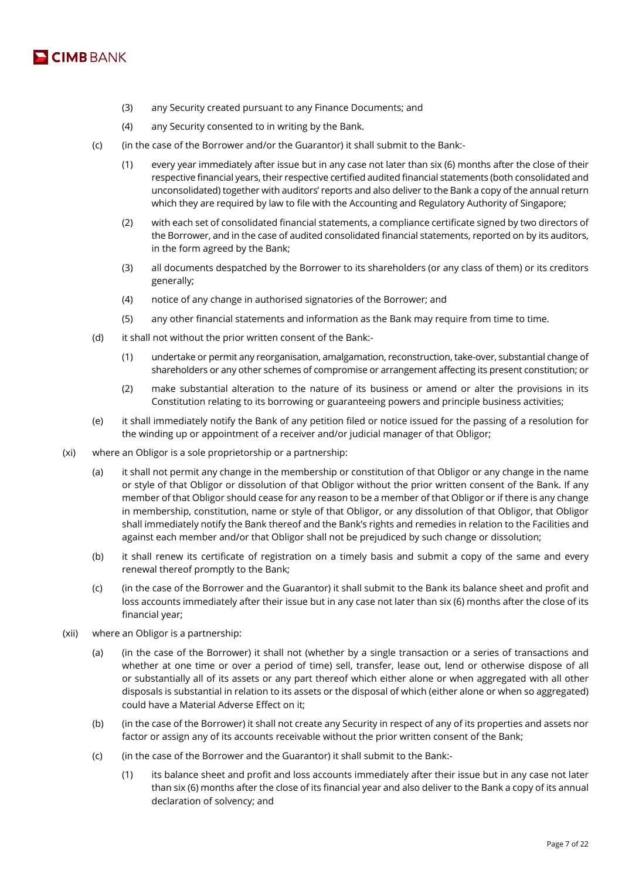(3) any Security created pursuant to any Finance Documents; and

(4) any Security consented to in writing by the Bank.

(c) (in the case of the Borrower and/or the Guarantor) it shall submit to the Bank:-

(1) every year immediately after issue but in any case not later than six (6) months after the close of their respective financial years, their respective certified audited financial statements (both consolidated and unconsolidated) together with auditors' reports and also deliver to the Bank a copy of the annual return which they are required by law to file with the Accounting and Regulatory Authority of Singapore;

(2) with each set of consolidated financial statements, a compliance certificate signed by two directors of the Borrower, and in the case of audited consolidated financial statements, reported on by its auditors, in the form agreed by the Bank;

(3) all documents despatched by the Borrower to its shareholders (or any class of them) or its creditors generally;

(4) notice of any change in authorised signatories of the Borrower; and

(5) any other financial statements and information as the Bank may require from time to time.

(d) it shall not without the prior written consent of the Bank:-

(1) undertake or permit any reorganisation, amalgamation, reconstruction, take-over, substantial change of shareholders or any other schemes of compromise or arrangement affecting its present constitution; or

(2) make substantial alteration to the nature of its business or amend or alter the provisions in its Constitution relating to its borrowing or guaranteeing powers and principle business activities;

(e) it shall immediately notify the Bank of any petition filed or notice issued for the passing of a resolution for the winding up or appointment of a receiver and/or judicial manager of that Obligor;

(xi) where an Obligor is a sole proprietorship or a partnership:

(a) it shall not permit any change in the membership or constitution of that Obligor or any change in the name or style of that Obligor or dissolution of that Obligor without the prior written consent of the Bank. If any member of that Obligor should cease for any reason to be a member of that Obligor or if there is any change in membership, constitution, name or style of that Obligor, or any dissolution of that Obligor, that Obligor shall immediately notify the Bank thereof and the Bank's rights and remedies in relation to the Facilities and against each member and/or that Obligor shall not be prejudiced by such change or dissolution;

(b) it shall renew its certificate of registration on a timely basis and submit a copy of the same and every renewal thereof promptly to the Bank;

(c) (in the case of the Borrower and the Guarantor) it shall submit to the Bank its balance sheet and profit and loss accounts immediately after their issue but in any case not later than six (6) months after the close of its financial year;

(xii) where an Obligor is a partnership:

(a) (in the case of the Borrower) it shall not (whether by a single transaction or a series of transactions and whether at one time or over a period of time) sell, transfer, lease out, lend or otherwise dispose of all or substantially all of its assets or any part thereof which either alone or when aggregated with all other disposals is substantial in relation to its assets or the disposal of which (either alone or when so aggregated) could have a Material Adverse Effect on it;

(b) (in the case of the Borrower) it shall not create any Security in respect of any of its properties and assets nor factor or assign any of its accounts receivable without the prior written consent of the Bank;

(c) (in the case of the Borrower and the Guarantor) it shall submit to the Bank:-

(1) its balance sheet and profit and loss accounts immediately after their issue but in any case not later than six (6) months after the close of its financial year and also deliver to the Bank a copy of its annual declaration of solvency; and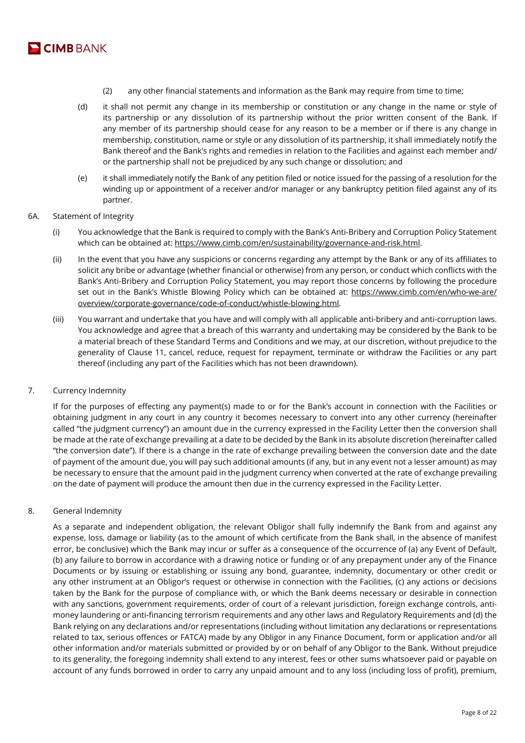(2) any other financial statements and information as the Bank may require from time to time;

(d) it shall not permit any change in its membership or constitution or any change in the name or style of its partnership or any dissolution of its partnership without the prior written consent of the Bank. If any member of its partnership should cease for any reason to be a member or if there is any change in membership, constitution, name or style or any dissolution of its partnership, it shall immediately notify the Bank thereof and the Bank's rights and remedies in relation to the Facilities and against each member and/or the partnership shall not be prejudiced by any such change or dissolution; and

(e) it shall immediately notify the Bank of any petition filed or notice issued for the passing of a resolution for the winding up or appointment of a receiver and/or manager or any bankruptcy petition filed against any of its partner.

6A. Statement of Integrity

(i) You acknowledge that the Bank is required to comply with the Bank's Anti-Bribery and Corruption Policy Statement which can be obtained at: https://www.cimb.com/en/sustainability/governance-and-risk.html.

(ii) In the event that you have any suspicions or concerns regarding any attempt by the Bank or any of its affiliates to solicit any bribe or advantage (whether financial or otherwise) from any person, or conduct which conflicts with the Bank's Anti-Bribery and Corruption Policy Statement, you may report those concerns by following the procedure set out in the Bank's Whistle Blowing Policy which can be obtained at: https://www.cimb.com/en/who-we-are/overview/corporate-governance/code-of-conduct/whistle-blowing.html.

(iii) You warrant and undertake that you have and will comply with all applicable anti-bribery and anti-corruption laws. You acknowledge and agree that a breach of this warranty and undertaking may be considered by the Bank to be a material breach of these Standard Terms and Conditions and we may, at our discretion, without prejudice to the generality of Clause 11, cancel, reduce, request for repayment, terminate or withdraw the Facilities or any part thereof (including any part of the Facilities which has not been drawndown).

7. Currency Indemnity

If for the purposes of effecting any payment(s) made to or for the Bank's account in connection with the Facilities or obtaining judgment in any court in any country it becomes necessary to convert into any other currency (hereinafter called "the judgment currency") an amount due in the currency expressed in the Facility Letter then the conversion shall be made at the rate of exchange prevailing at a date to be decided by the Bank in its absolute discretion (hereinafter called "the conversion date"). If there is a change in the rate of exchange prevailing between the conversion date and the date of payment of the amount due, you will pay such additional amounts (if any, but in any event not a lesser amount) as may be necessary to ensure that the amount paid in the judgment currency when converted at the rate of exchange prevailing on the date of payment will produce the amount then due in the currency expressed in the Facility Letter.

8. General Indemnity

As a separate and independent obligation, the relevant Obligor shall fully indemnify the Bank from and against any expense, loss, damage or liability (as to the amount of which certificate from the Bank shall, in the absence of manifest error, be conclusive) which the Bank may incur or suffer as a consequence of the occurrence of (a) any Event of Default, (b) any failure to borrow in accordance with a drawing notice or funding or of any prepayment under any of the Finance Documents or by issuing or establishing or issuing any bond, guarantee, indemnity, documentary or other credit or any other instrument at an Obligor's request or otherwise in connection with the Facilities, (c) any actions or decisions taken by the Bank for the purpose of compliance with, or which the Bank deems necessary or desirable in connection with any sanctions, government requirements, order of court of a relevant jurisdiction, foreign exchange controls, anti-money laundering or anti-financing terrorism requirements and any other laws and Regulatory Requirements and (d) the Bank relying on any declarations and/or representations (including without limitation any declarations or representations related to tax, serious offences or FATCA) made by any Obligor in any Finance Document, form or application and/or all other information and/or materials submitted or provided by or on behalf of any Obligor to the Bank. Without prejudice to its generality, the foregoing indemnity shall extend to any interest, fees or other sums whatsoever paid or payable on account of any funds borrowed in order to carry any unpaid amount and to any loss (including loss of profit), premium,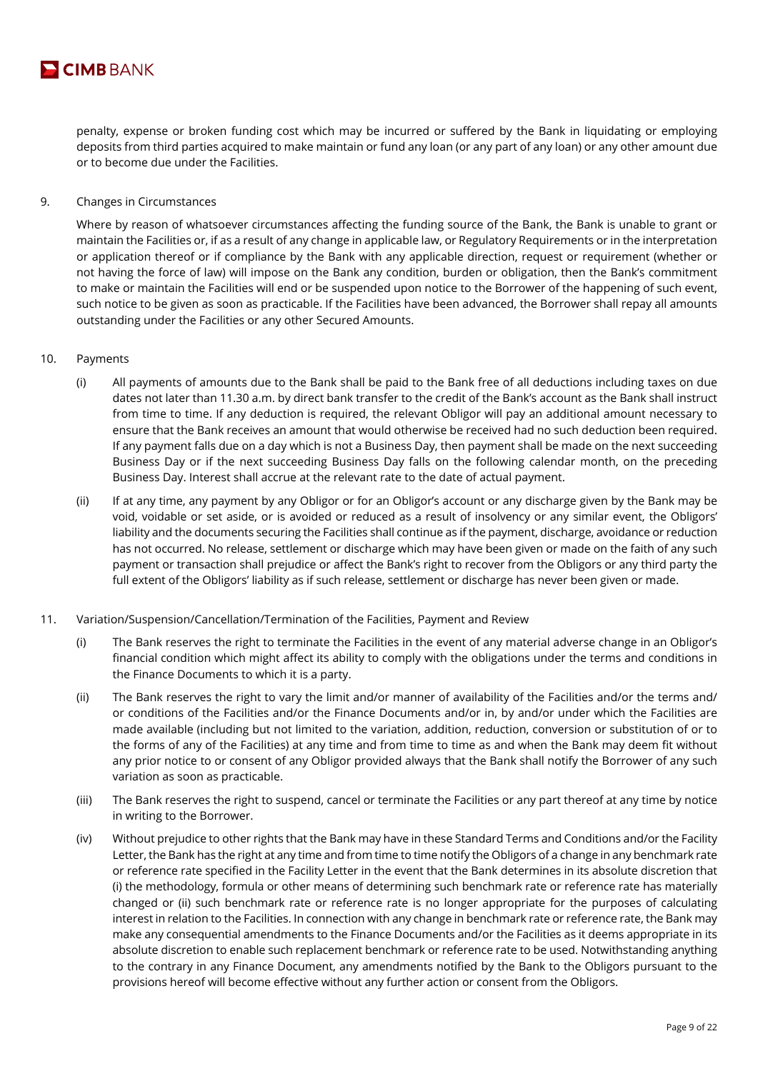penalty, expense or broken funding cost which may be incurred or suffered by the Bank in liquidating or employing deposits from third parties acquired to make maintain or fund any loan (or any part of any loan) or any other amount due or to become due under the Facilities.

9. Changes in Circumstances

Where by reason of whatsoever circumstances affecting the funding source of the Bank, the Bank is unable to grant or maintain the Facilities or, if as a result of any change in applicable law, or Regulatory Requirements or in the interpretation or application thereof or if compliance by the Bank with any applicable direction, request or requirement (whether or not having the force of law) will impose on the Bank any condition, burden or obligation, then the Bank's commitment to make or maintain the Facilities will end or be suspended upon notice to the Borrower of the happening of such event, such notice to be given as soon as practicable. If the Facilities have been advanced, the Borrower shall repay all amounts outstanding under the Facilities or any other Secured Amounts.

10. Payments

(i) All payments of amounts due to the Bank shall be paid to the Bank free of all deductions including taxes on due dates not later than 11.30 a.m. by direct bank transfer to the credit of the Bank's account as the Bank shall instruct from time to time. If any deduction is required, the relevant Obligor will pay an additional amount necessary to ensure that the Bank receives an amount that would otherwise be received had no such deduction been required. If any payment falls due on a day which is not a Business Day, then payment shall be made on the next succeeding Business Day or if the next succeeding Business Day falls on the following calendar month, on the preceding Business Day. Interest shall accrue at the relevant rate to the date of actual payment.

(ii) If at any time, any payment by any Obligor or for an Obligor's account or any discharge given by the Bank may be void, voidable or set aside, or is avoided or reduced as a result of insolvency or any similar event, the Obligors' liability and the documents securing the Facilities shall continue as if the payment, discharge, avoidance or reduction has not occurred. No release, settlement or discharge which may have been given or made on the faith of any such payment or transaction shall prejudice or affect the Bank's right to recover from the Obligors or any third party the full extent of the Obligors' liability as if such release, settlement or discharge has never been given or made.

11. Variation/Suspension/Cancellation/Termination of the Facilities, Payment and Review

(i) The Bank reserves the right to terminate the Facilities in the event of any material adverse change in an Obligor's financial condition which might affect its ability to comply with the obligations under the terms and conditions in the Finance Documents to which it is a party.

(ii) The Bank reserves the right to vary the limit and/or manner of availability of the Facilities and/or the terms and/or conditions of the Facilities and/or the Finance Documents and/or in, by and/or under which the Facilities are made available (including but not limited to the variation, addition, reduction, conversion or substitution of or to the forms of any of the Facilities) at any time and from time to time as and when the Bank may deem fit without any prior notice to or consent of any Obligor provided always that the Bank shall notify the Borrower of any such variation as soon as practicable.

(iii) The Bank reserves the right to suspend, cancel or terminate the Facilities or any part thereof at any time by notice in writing to the Borrower.

(iv) Without prejudice to other rights that the Bank may have in these Standard Terms and Conditions and/or the Facility Letter, the Bank has the right at any time and from time to time notify the Obligors of a change in any benchmark rate or reference rate specified in the Facility Letter in the event that the Bank determines in its absolute discretion that (i) the methodology, formula or other means of determining such benchmark rate or reference rate has materially changed or (ii) such benchmark rate or reference rate is no longer appropriate for the purposes of calculating interest in relation to the Facilities. In connection with any change in benchmark rate or reference rate, the Bank may make any consequential amendments to the Finance Documents and/or the Facilities as it deems appropriate in its absolute discretion to enable such replacement benchmark or reference rate to be used. Notwithstanding anything to the contrary in any Finance Document, any amendments notified by the Bank to the Obligors pursuant to the provisions hereof will become effective without any further action or consent from the Obligors.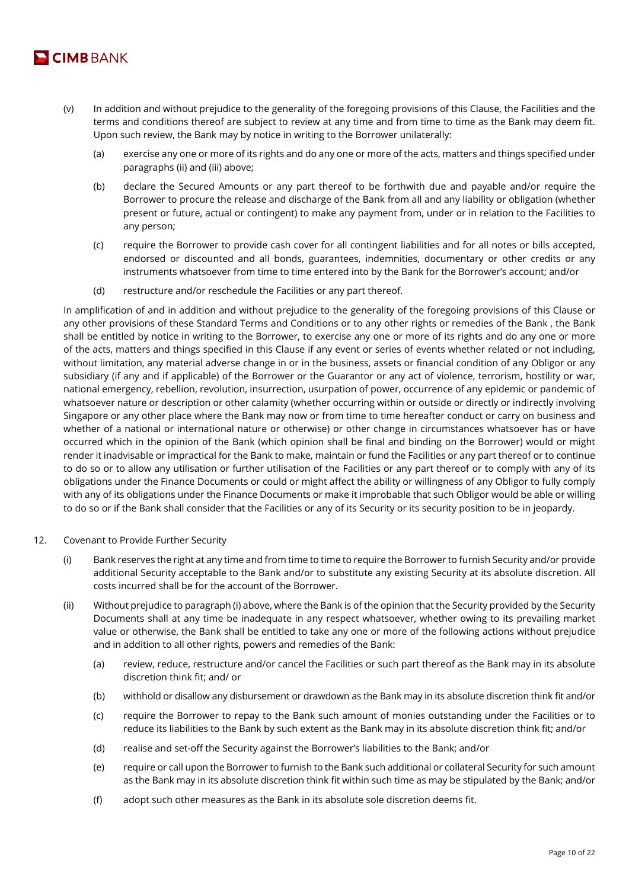(v) In addition and without prejudice to the generality of the foregoing provisions of this Clause, the Facilities and the terms and conditions thereof are subject to review at any time and from time to time as the Bank may deem fit. Upon such review, the Bank may by notice in writing to the Borrower unilaterally:

(a) exercise any one or more of its rights and do any one or more of the acts, matters and things specified under paragraphs (ii) and (iii) above;

(b) declare the Secured Amounts or any part thereof to be forthwith due and payable and/or require the Borrower to procure the release and discharge of the Bank from all and any liability or obligation (whether present or future, actual or contingent) to make any payment from, under or in relation to the Facilities to any person;

(c) require the Borrower to provide cash cover for all contingent liabilities and for all notes or bills accepted, endorsed or discounted and all bonds, guarantees, indemnities, documentary or other credits or any instruments whatsoever from time to time entered into by the Bank for the Borrower's account; and/or

(d) restructure and/or reschedule the Facilities or any part thereof.

In amplification of and in addition and without prejudice to the generality of the foregoing provisions of this Clause or any other provisions of these Standard Terms and Conditions or to any other rights or remedies of the Bank , the Bank shall be entitled by notice in writing to the Borrower, to exercise any one or more of its rights and do any one or more of the acts, matters and things specified in this Clause if any event or series of events whether related or not including, without limitation, any material adverse change in or in the business, assets or financial condition of any Obligor or any subsidiary (if any and if applicable) of the Borrower or the Guarantor or any act of violence, terrorism, hostility or war, national emergency, rebellion, revolution, insurrection, usurpation of power, occurrence of any epidemic or pandemic of whatsoever nature or description or other calamity (whether occurring within or outside or directly or indirectly involving Singapore or any other place where the Bank may now or from time to time hereafter conduct or carry on business and whether of a national or international nature or otherwise) or other change in circumstances whatsoever has or have occurred which in the opinion of the Bank (which opinion shall be final and binding on the Borrower) would or might render it inadvisable or impractical for the Bank to make, maintain or fund the Facilities or any part thereof or to continue to do so or to allow any utilisation or further utilisation of the Facilities or any part thereof or to comply with any of its obligations under the Finance Documents or could or might affect the ability or willingness of any Obligor to fully comply with any of its obligations under the Finance Documents or make it improbable that such Obligor would be able or willing to do so or if the Bank shall consider that the Facilities or any of its Security or its security position to be in jeopardy.

12. Covenant to Provide Further Security

(i) Bank reserves the right at any time and from time to time to require the Borrower to furnish Security and/or provide additional Security acceptable to the Bank and/or to substitute any existing Security at its absolute discretion. All costs incurred shall be for the account of the Borrower.

(ii) Without prejudice to paragraph (i) above, where the Bank is of the opinion that the Security provided by the Security Documents shall at any time be inadequate in any respect whatsoever, whether owing to its prevailing market value or otherwise, the Bank shall be entitled to take any one or more of the following actions without prejudice and in addition to all other rights, powers and remedies of the Bank:

(a) review, reduce, restructure and/or cancel the Facilities or such part thereof as the Bank may in its absolute discretion think fit; and/ or

(b) withhold or disallow any disbursement or drawdown as the Bank may in its absolute discretion think fit and/or

(c) require the Borrower to repay to the Bank such amount of monies outstanding under the Facilities or to reduce its liabilities to the Bank by such extent as the Bank may in its absolute discretion think fit; and/or

(d) realise and set-off the Security against the Borrower's liabilities to the Bank; and/or

(e) require or call upon the Borrower to furnish to the Bank such additional or collateral Security for such amount as the Bank may in its absolute discretion think fit within such time as may be stipulated by the Bank; and/or

(f) adopt such other measures as the Bank in its absolute sole discretion deems fit.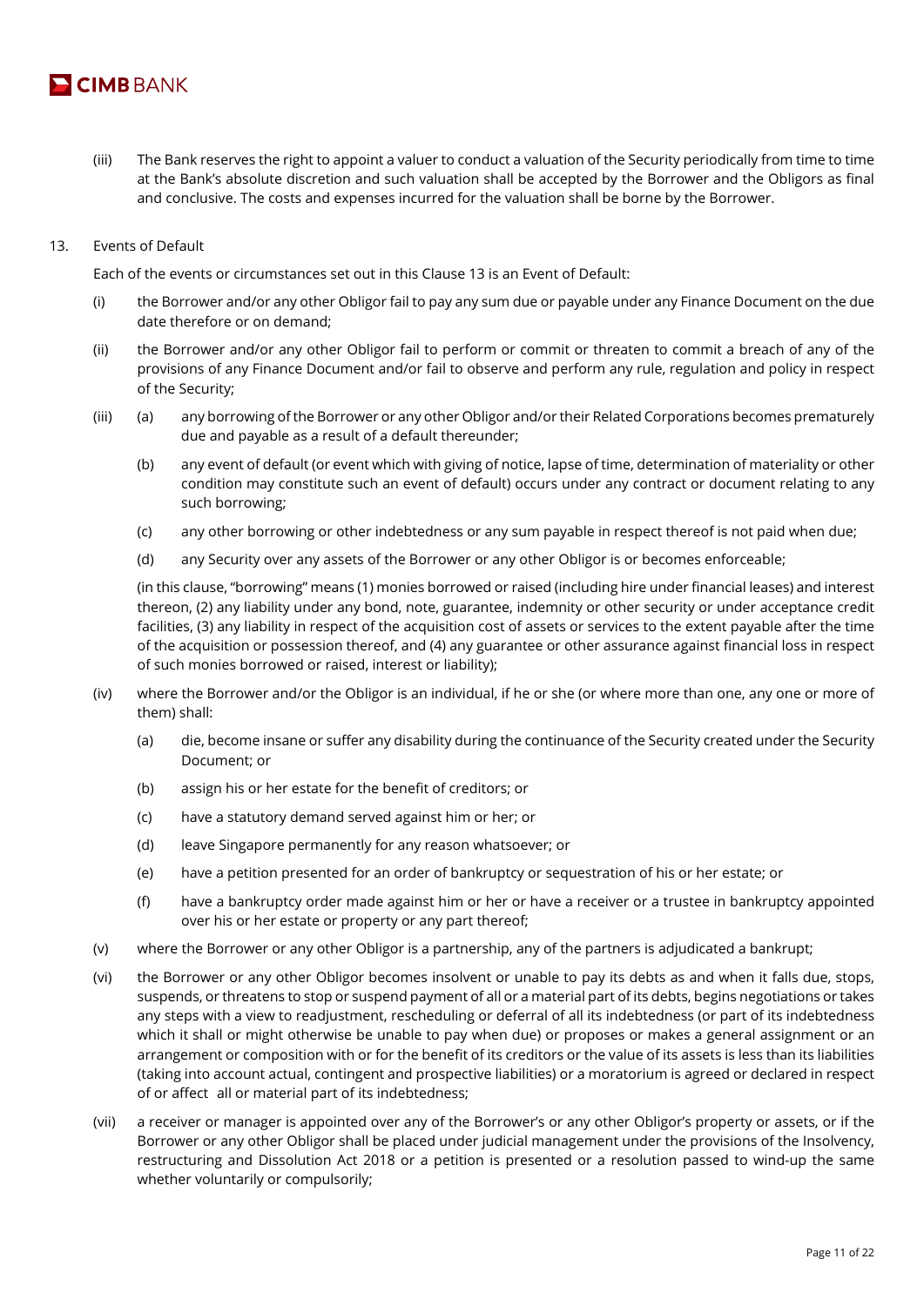(iii) The Bank reserves the right to appoint a valuer to conduct a valuation of the Security periodically from time to time at the Bank's absolute discretion and such valuation shall be accepted by the Borrower and the Obligors as final and conclusive. The costs and expenses incurred for the valuation shall be borne by the Borrower.

13. Events of Default

Each of the events or circumstances set out in this Clause 13 is an Event of Default:

(i) the Borrower and/or any other Obligor fail to pay any sum due or payable under any Finance Document on the due date therefore or on demand;

(ii) the Borrower and/or any other Obligor fail to perform or commit or threaten to commit a breach of any of the provisions of any Finance Document and/or fail to observe and perform any rule, regulation and policy in respect of the Security;

(iii) (a) any borrowing of the Borrower or any other Obligor and/or their Related Corporations becomes prematurely due and payable as a result of a default thereunder;

(b) any event of default (or event which with giving of notice, lapse of time, determination of materiality or other condition may constitute such an event of default) occurs under any contract or document relating to any such borrowing;

(c) any other borrowing or other indebtedness or any sum payable in respect thereof is not paid when due;

(d) any Security over any assets of the Borrower or any other Obligor is or becomes enforceable;

(in this clause, "borrowing" means (1) monies borrowed or raised (including hire under financial leases) and interest thereon, (2) any liability under any bond, note, guarantee, indemnity or other security or under acceptance credit facilities, (3) any liability in respect of the acquisition cost of assets or services to the extent payable after the time of the acquisition or possession thereof, and (4) any guarantee or other assurance against financial loss in respect of such monies borrowed or raised, interest or liability);

(iv) where the Borrower and/or the Obligor is an individual, if he or she (or where more than one, any one or more of them) shall:

(a) die, become insane or suffer any disability during the continuance of the Security created under the Security Document; or

(b) assign his or her estate for the benefit of creditors; or

(c) have a statutory demand served against him or her; or

(d) leave Singapore permanently for any reason whatsoever; or

(e) have a petition presented for an order of bankruptcy or sequestration of his or her estate; or

(f) have a bankruptcy order made against him or her or have a receiver or a trustee in bankruptcy appointed over his or her estate or property or any part thereof;

(v) where the Borrower or any other Obligor is a partnership, any of the partners is adjudicated a bankrupt;

(vi) the Borrower or any other Obligor becomes insolvent or unable to pay its debts as and when it falls due, stops, suspends, or threatens to stop or suspend payment of all or a material part of its debts, begins negotiations or takes any steps with a view to readjustment, rescheduling or deferral of all its indebtedness (or part of its indebtedness which it shall or might otherwise be unable to pay when due) or proposes or makes a general assignment or an arrangement or composition with or for the benefit of its creditors or the value of its assets is less than its liabilities (taking into account actual, contingent and prospective liabilities) or a moratorium is agreed or declared in respect of or affect all or material part of its indebtedness;

(vii) a receiver or manager is appointed over any of the Borrower's or any other Obligor's property or assets, or if the Borrower or any other Obligor shall be placed under judicial management under the provisions of the Insolvency, restructuring and Dissolution Act 2018 or a petition is presented or a resolution passed to wind-up the same whether voluntarily or compulsorily;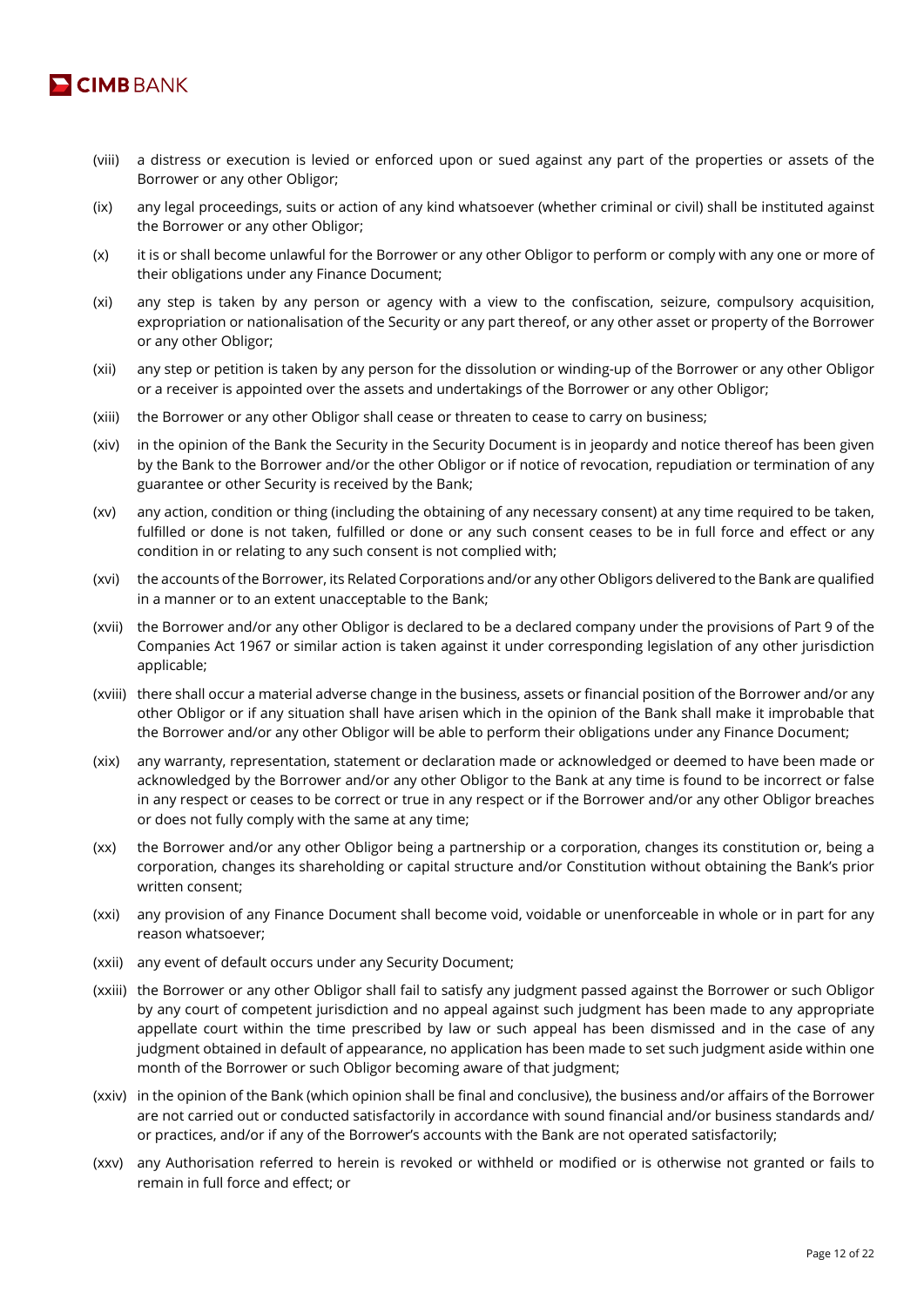(viii) a distress or execution is levied or enforced upon or sued against any part of the properties or assets of the Borrower or any other Obligor;

(ix) any legal proceedings, suits or action of any kind whatsoever (whether criminal or civil) shall be instituted against the Borrower or any other Obligor;

(x) it is or shall become unlawful for the Borrower or any other Obligor to perform or comply with any one or more of their obligations under any Finance Document;

(xi) any step is taken by any person or agency with a view to the confiscation, seizure, compulsory acquisition, expropriation or nationalisation of the Security or any part thereof, or any other asset or property of the Borrower or any other Obligor;

(xii) any step or petition is taken by any person for the dissolution or winding-up of the Borrower or any other Obligor or a receiver is appointed over the assets and undertakings of the Borrower or any other Obligor;

(xiii) the Borrower or any other Obligor shall cease or threaten to cease to carry on business;

(xiv) in the opinion of the Bank the Security in the Security Document is in jeopardy and notice thereof has been given by the Bank to the Borrower and/or the other Obligor or if notice of revocation, repudiation or termination of any guarantee or other Security is received by the Bank;

(xv) any action, condition or thing (including the obtaining of any necessary consent) at any time required to be taken, fulfilled or done is not taken, fulfilled or done or any such consent ceases to be in full force and effect or any condition in or relating to any such consent is not complied with;

(xvi) the accounts of the Borrower, its Related Corporations and/or any other Obligors delivered to the Bank are qualified in a manner or to an extent unacceptable to the Bank;

(xvii) the Borrower and/or any other Obligor is declared to be a declared company under the provisions of Part 9 of the Companies Act 1967 or similar action is taken against it under corresponding legislation of any other jurisdiction applicable;

(xviii) there shall occur a material adverse change in the business, assets or financial position of the Borrower and/or any other Obligor or if any situation shall have arisen which in the opinion of the Bank shall make it improbable that the Borrower and/or any other Obligor will be able to perform their obligations under any Finance Document;

(xix) any warranty, representation, statement or declaration made or acknowledged or deemed to have been made or acknowledged by the Borrower and/or any other Obligor to the Bank at any time is found to be incorrect or false in any respect or ceases to be correct or true in any respect or if the Borrower and/or any other Obligor breaches or does not fully comply with the same at any time;

(xx) the Borrower and/or any other Obligor being a partnership or a corporation, changes its constitution or, being a corporation, changes its shareholding or capital structure and/or Constitution without obtaining the Bank's prior written consent;

(xxi) any provision of any Finance Document shall become void, voidable or unenforceable in whole or in part for any reason whatsoever;

(xxii) any event of default occurs under any Security Document;

(xxiii) the Borrower or any other Obligor shall fail to satisfy any judgment passed against the Borrower or such Obligor by any court of competent jurisdiction and no appeal against such judgment has been made to any appropriate appellate court within the time prescribed by law or such appeal has been dismissed and in the case of any judgment obtained in default of appearance, no application has been made to set such judgment aside within one month of the Borrower or such Obligor becoming aware of that judgment;

(xxiv) in the opinion of the Bank (which opinion shall be final and conclusive), the business and/or affairs of the Borrower are not carried out or conducted satisfactorily in accordance with sound financial and/or business standards and/or practices, and/or if any of the Borrower's accounts with the Bank are not operated satisfactorily;

(xxv) any Authorisation referred to herein is revoked or withheld or modified or is otherwise not granted or fails to remain in full force and effect; or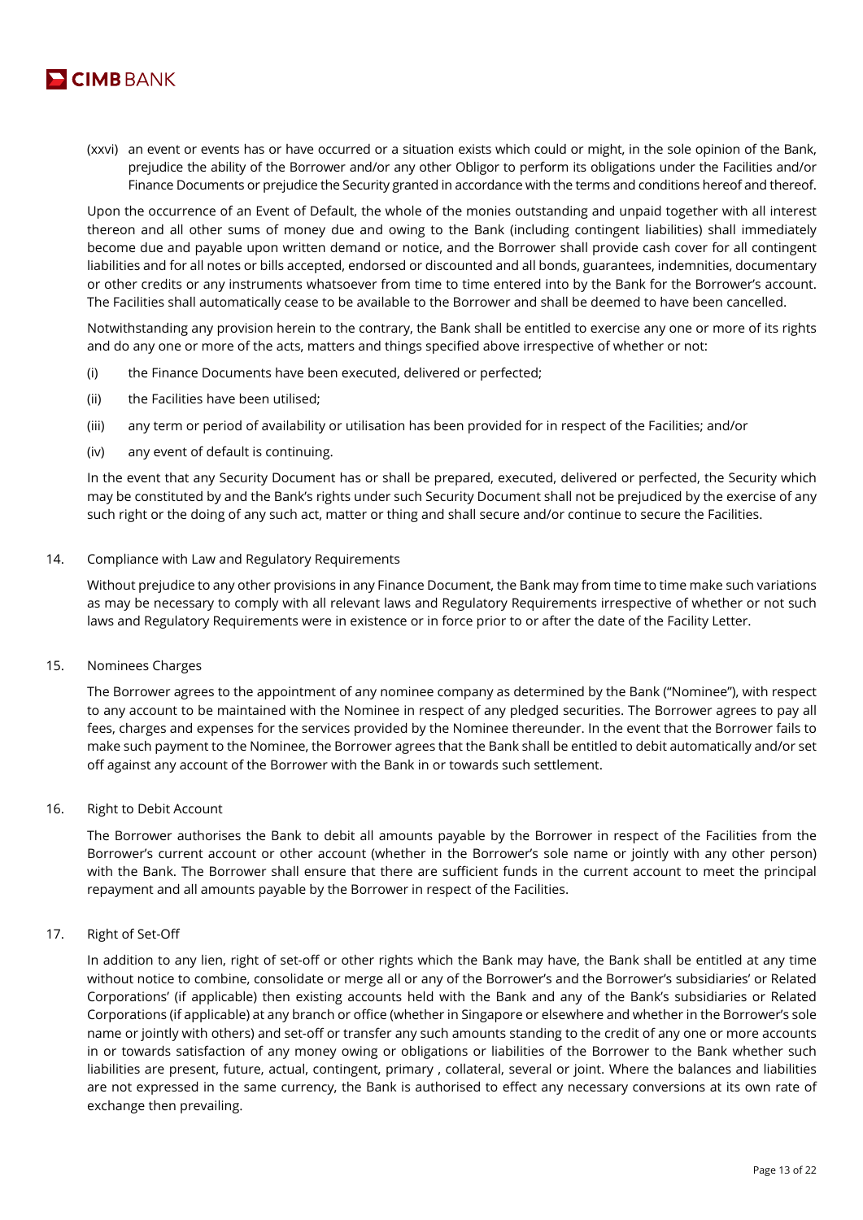(xxvi) an event or events has or have occurred or a situation exists which could or might, in the sole opinion of the Bank, prejudice the ability of the Borrower and/or any other Obligor to perform its obligations under the Facilities and/or Finance Documents or prejudice the Security granted in accordance with the terms and conditions hereof and thereof.

Upon the occurrence of an Event of Default, the whole of the monies outstanding and unpaid together with all interest thereon and all other sums of money due and owing to the Bank (including contingent liabilities) shall immediately become due and payable upon written demand or notice, and the Borrower shall provide cash cover for all contingent liabilities and for all notes or bills accepted, endorsed or discounted and all bonds, guarantees, indemnities, documentary or other credits or any instruments whatsoever from time to time entered into by the Bank for the Borrower's account. The Facilities shall automatically cease to be available to the Borrower and shall be deemed to have been cancelled.

Notwithstanding any provision herein to the contrary, the Bank shall be entitled to exercise any one or more of its rights and do any one or more of the acts, matters and things specified above irrespective of whether or not:

(i) the Finance Documents have been executed, delivered or perfected;

(ii) the Facilities have been utilised;

(iii) any term or period of availability or utilisation has been provided for in respect of the Facilities; and/or

(iv) any event of default is continuing.

In the event that any Security Document has or shall be prepared, executed, delivered or perfected, the Security which may be constituted by and the Bank's rights under such Security Document shall not be prejudiced by the exercise of any such right or the doing of any such act, matter or thing and shall secure and/or continue to secure the Facilities.

14. Compliance with Law and Regulatory Requirements

Without prejudice to any other provisions in any Finance Document, the Bank may from time to time make such variations as may be necessary to comply with all relevant laws and Regulatory Requirements irrespective of whether or not such laws and Regulatory Requirements were in existence or in force prior to or after the date of the Facility Letter.

15. Nominees Charges

The Borrower agrees to the appointment of any nominee company as determined by the Bank ("Nominee"), with respect to any account to be maintained with the Nominee in respect of any pledged securities. The Borrower agrees to pay all fees, charges and expenses for the services provided by the Nominee thereunder. In the event that the Borrower fails to make such payment to the Nominee, the Borrower agrees that the Bank shall be entitled to debit automatically and/or set off against any account of the Borrower with the Bank in or towards such settlement.

16. Right to Debit Account

The Borrower authorises the Bank to debit all amounts payable by the Borrower in respect of the Facilities from the Borrower's current account or other account (whether in the Borrower's sole name or jointly with any other person) with the Bank. The Borrower shall ensure that there are sufficient funds in the current account to meet the principal repayment and all amounts payable by the Borrower in respect of the Facilities.

17. Right of Set-Off

In addition to any lien, right of set-off or other rights which the Bank may have, the Bank shall be entitled at any time without notice to combine, consolidate or merge all or any of the Borrower's and the Borrower's subsidiaries' or Related Corporations' (if applicable) then existing accounts held with the Bank and any of the Bank's subsidiaries or Related Corporations (if applicable) at any branch or office (whether in Singapore or elsewhere and whether in the Borrower's sole name or jointly with others) and set-off or transfer any such amounts standing to the credit of any one or more accounts in or towards satisfaction of any money owing or obligations or liabilities of the Borrower to the Bank whether such liabilities are present, future, actual, contingent, primary , collateral, several or joint. Where the balances and liabilities are not expressed in the same currency, the Bank is authorised to effect any necessary conversions at its own rate of exchange then prevailing.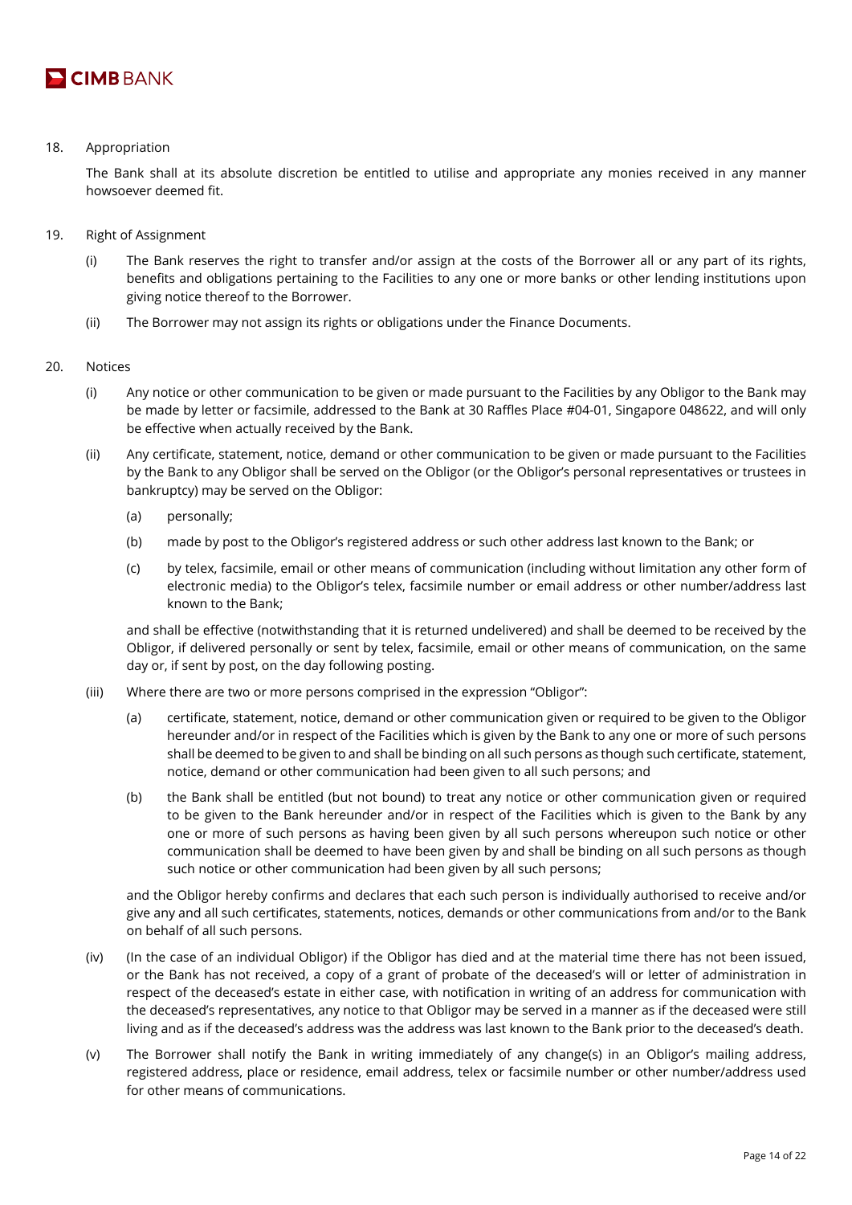18. Appropriation

    The Bank shall at its absolute discretion be entitled to utilise and appropriate any monies received in any manner howsoever deemed fit.

19. Right of Assignment

    (i) The Bank reserves the right to transfer and/or assign at the costs of the Borrower all or any part of its rights, benefits and obligations pertaining to the Facilities to any one or more banks or other lending institutions upon giving notice thereof to the Borrower.

    (ii) The Borrower may not assign its rights or obligations under the Finance Documents.

20. Notices

    (i) Any notice or other communication to be given or made pursuant to the Facilities by any Obligor to the Bank may be made by letter or facsimile, addressed to the Bank at 30 Raffles Place #04-01, Singapore 048622, and will only be effective when actually received by the Bank.

    (ii) Any certificate, statement, notice, demand or other communication to be given or made pursuant to the Facilities by the Bank to any Obligor shall be served on the Obligor (or the Obligor's personal representatives or trustees in bankruptcy) may be served on the Obligor:

        (a) personally;

        (b) made by post to the Obligor's registered address or such other address last known to the Bank; or

        (c) by telex, facsimile, email or other means of communication (including without limitation any other form of electronic media) to the Obligor's telex, facsimile number or email address or other number/address last known to the Bank;

    and shall be effective (notwithstanding that it is returned undelivered) and shall be deemed to be received by the Obligor, if delivered personally or sent by telex, facsimile, email or other means of communication, on the same day or, if sent by post, on the day following posting.

    (iii) Where there are two or more persons comprised in the expression "Obligor":

        (a) certificate, statement, notice, demand or other communication given or required to be given to the Obligor hereunder and/or in respect of the Facilities which is given by the Bank to any one or more of such persons shall be deemed to be given to and shall be binding on all such persons as though such certificate, statement, notice, demand or other communication had been given to all such persons; and

        (b) the Bank shall be entitled (but not bound) to treat any notice or other communication given or required to be given to the Bank hereunder and/or in respect of the Facilities which is given to the Bank by any one or more of such persons as having been given by all such persons whereupon such notice or other communication shall be deemed to have been given by and shall be binding on all such persons as though such notice or other communication had been given by all such persons;

    and the Obligor hereby confirms and declares that each such person is individually authorised to receive and/or give any and all such certificates, statements, notices, demands or other communications from and/or to the Bank on behalf of all such persons.

    (iv) (In the case of an individual Obligor) if the Obligor has died and at the material time there has not been issued, or the Bank has not received, a copy of a grant of probate of the deceased's will or letter of administration in respect of the deceased's estate in either case, with notification in writing of an address for communication with the deceased's representatives, any notice to that Obligor may be served in a manner as if the deceased were still living and as if the deceased's address was the address was last known to the Bank prior to the deceased's death.

    (v) The Borrower shall notify the Bank in writing immediately of any change(s) in an Obligor's mailing address, registered address, place or residence, email address, telex or facsimile number or other number/address used for other means of communications.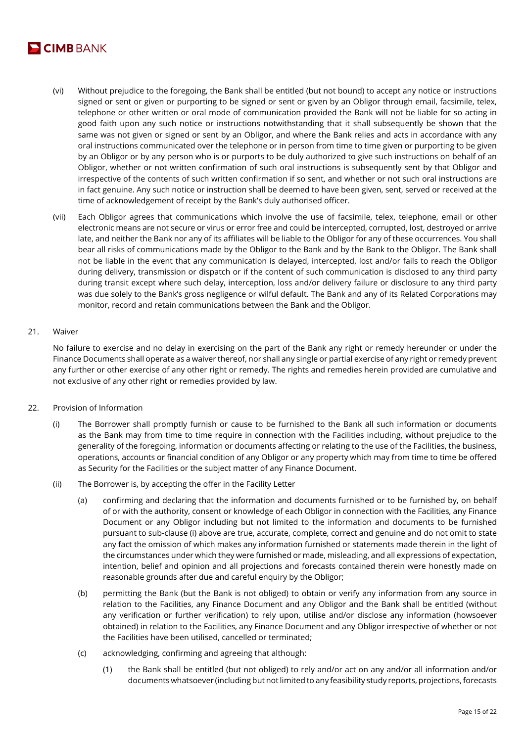(vi) Without prejudice to the foregoing, the Bank shall be entitled (but not bound) to accept any notice or instructions signed or sent or given or purporting to be signed or sent or given by an Obligor through email, facsimile, telex, telephone or other written or oral mode of communication provided the Bank will not be liable for so acting in good faith upon any such notice or instructions notwithstanding that it shall subsequently be shown that the same was not given or signed or sent by an Obligor, and where the Bank relies and acts in accordance with any oral instructions communicated over the telephone or in person from time to time given or purporting to be given by an Obligor or by any person who is or purports to be duly authorized to give such instructions on behalf of an Obligor, whether or not written confirmation of such oral instructions is subsequently sent by that Obligor and irrespective of the contents of such written confirmation if so sent, and whether or not such oral instructions are in fact genuine. Any such notice or instruction shall be deemed to have been given, sent, served or received at the time of acknowledgement of receipt by the Bank's duly authorised officer.

(vii) Each Obligor agrees that communications which involve the use of facsimile, telex, telephone, email or other electronic means are not secure or virus or error free and could be intercepted, corrupted, lost, destroyed or arrive late, and neither the Bank nor any of its affiliates will be liable to the Obligor for any of these occurrences. You shall bear all risks of communications made by the Obligor to the Bank and by the Bank to the Obligor. The Bank shall not be liable in the event that any communication is delayed, intercepted, lost and/or fails to reach the Obligor during delivery, transmission or dispatch or if the content of such communication is disclosed to any third party during transit except where such delay, interception, loss and/or delivery failure or disclosure to any third party was due solely to the Bank's gross negligence or wilful default. The Bank and any of its Related Corporations may monitor, record and retain communications between the Bank and the Obligor.

21. Waiver

No failure to exercise and no delay in exercising on the part of the Bank any right or remedy hereunder or under the Finance Documents shall operate as a waiver thereof, nor shall any single or partial exercise of any right or remedy prevent any further or other exercise of any other right or remedy. The rights and remedies herein provided are cumulative and not exclusive of any other right or remedies provided by law.

22. Provision of Information

(i) The Borrower shall promptly furnish or cause to be furnished to the Bank all such information or documents as the Bank may from time to time require in connection with the Facilities including, without prejudice to the generality of the foregoing, information or documents affecting or relating to the use of the Facilities, the business, operations, accounts or financial condition of any Obligor or any property which may from time to time be offered as Security for the Facilities or the subject matter of any Finance Document.

(ii) The Borrower is, by accepting the offer in the Facility Letter

(a) confirming and declaring that the information and documents furnished or to be furnished by, on behalf of or with the authority, consent or knowledge of each Obligor in connection with the Facilities, any Finance Document or any Obligor including but not limited to the information and documents to be furnished pursuant to sub-clause (i) above are true, accurate, complete, correct and genuine and do not omit to state any fact the omission of which makes any information furnished or statements made therein in the light of the circumstances under which they were furnished or made, misleading, and all expressions of expectation, intention, belief and opinion and all projections and forecasts contained therein were honestly made on reasonable grounds after due and careful enquiry by the Obligor;

(b) permitting the Bank (but the Bank is not obliged) to obtain or verify any information from any source in relation to the Facilities, any Finance Document and any Obligor and the Bank shall be entitled (without any verification or further verification) to rely upon, utilise and/or disclose any information (howsoever obtained) in relation to the Facilities, any Finance Document and any Obligor irrespective of whether or not the Facilities have been utilised, cancelled or terminated;

(c) acknowledging, confirming and agreeing that although:

(1) the Bank shall be entitled (but not obliged) to rely and/or act on any and/or all information and/or documents whatsoever (including but not limited to any feasibility study reports, projections, forecasts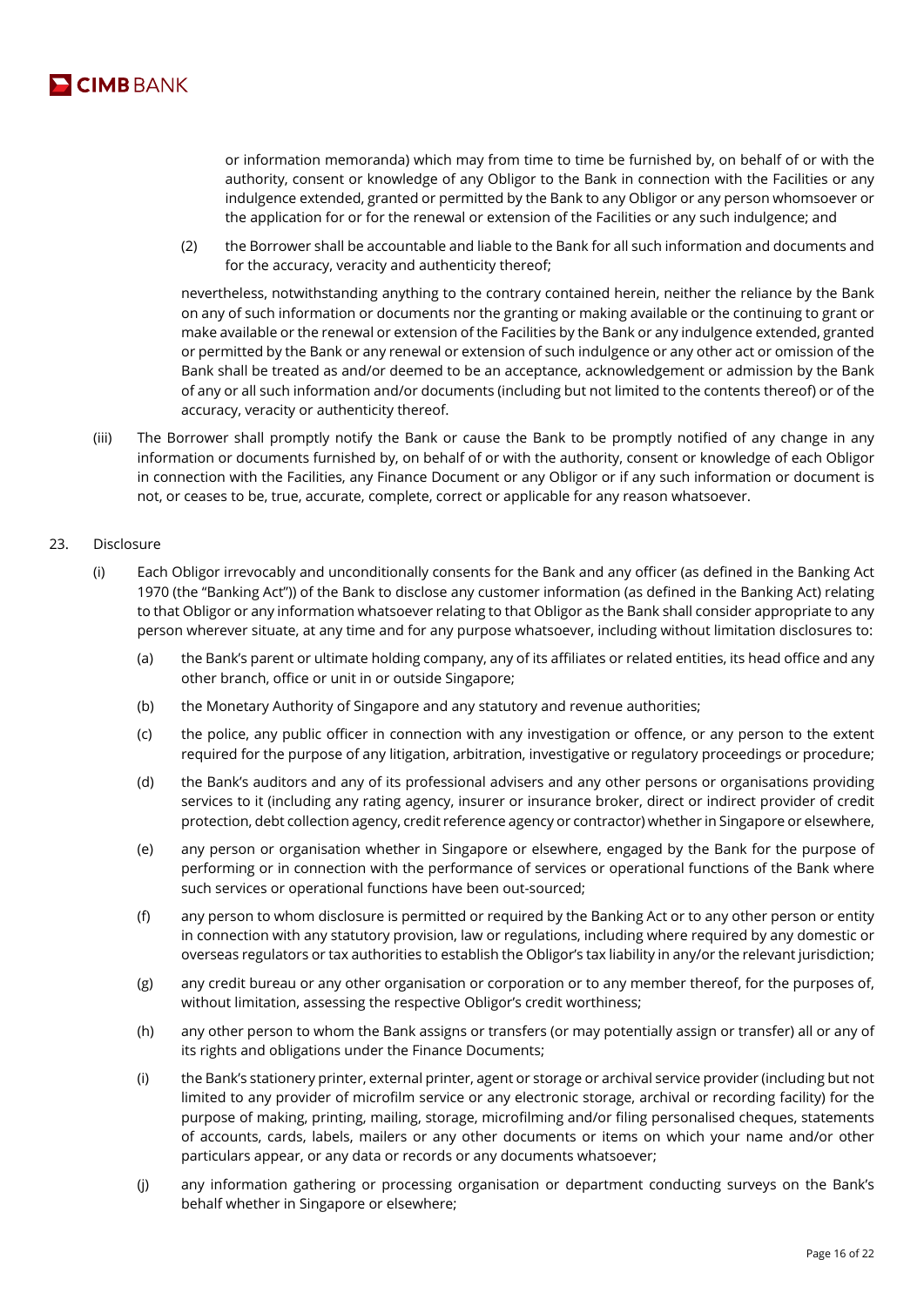or information memoranda) which may from time to time be furnished by, on behalf of or with the authority, consent or knowledge of any Obligor to the Bank in connection with the Facilities or any indulgence extended, granted or permitted by the Bank to any Obligor or any person whomsoever or the application for or for the renewal or extension of the Facilities or any such indulgence; and

(2) the Borrower shall be accountable and liable to the Bank for all such information and documents and for the accuracy, veracity and authenticity thereof;

nevertheless, notwithstanding anything to the contrary contained herein, neither the reliance by the Bank on any of such information or documents nor the granting or making available or the continuing to grant or make available or the renewal or extension of the Facilities by the Bank or any indulgence extended, granted or permitted by the Bank or any renewal or extension of such indulgence or any other act or omission of the Bank shall be treated as and/or deemed to be an acceptance, acknowledgement or admission by the Bank of any or all such information and/or documents (including but not limited to the contents thereof) or of the accuracy, veracity or authenticity thereof.

(iii) The Borrower shall promptly notify the Bank or cause the Bank to be promptly notified of any change in any information or documents furnished by, on behalf of or with the authority, consent or knowledge of each Obligor in connection with the Facilities, any Finance Document or any Obligor or if any such information or document is not, or ceases to be, true, accurate, complete, correct or applicable for any reason whatsoever.

23. Disclosure

(i) Each Obligor irrevocably and unconditionally consents for the Bank and any officer (as defined in the Banking Act 1970 (the "Banking Act")) of the Bank to disclose any customer information (as defined in the Banking Act) relating to that Obligor or any information whatsoever relating to that Obligor as the Bank shall consider appropriate to any person wherever situate, at any time and for any purpose whatsoever, including without limitation disclosures to:

(a) the Bank's parent or ultimate holding company, any of its affiliates or related entities, its head office and any other branch, office or unit in or outside Singapore;

(b) the Monetary Authority of Singapore and any statutory and revenue authorities;

(c) the police, any public officer in connection with any investigation or offence, or any person to the extent required for the purpose of any litigation, arbitration, investigative or regulatory proceedings or procedure;

(d) the Bank's auditors and any of its professional advisers and any other persons or organisations providing services to it (including any rating agency, insurer or insurance broker, direct or indirect provider of credit protection, debt collection agency, credit reference agency or contractor) whether in Singapore or elsewhere,

(e) any person or organisation whether in Singapore or elsewhere, engaged by the Bank for the purpose of performing or in connection with the performance of services or operational functions of the Bank where such services or operational functions have been out-sourced;

(f) any person to whom disclosure is permitted or required by the Banking Act or to any other person or entity in connection with any statutory provision, law or regulations, including where required by any domestic or overseas regulators or tax authorities to establish the Obligor's tax liability in any/or the relevant jurisdiction;

(g) any credit bureau or any other organisation or corporation or to any member thereof, for the purposes of, without limitation, assessing the respective Obligor's credit worthiness;

(h) any other person to whom the Bank assigns or transfers (or may potentially assign or transfer) all or any of its rights and obligations under the Finance Documents;

(i) the Bank's stationery printer, external printer, agent or storage or archival service provider (including but not limited to any provider of microfilm service or any electronic storage, archival or recording facility) for the purpose of making, printing, mailing, storage, microfilming and/or filing personalised cheques, statements of accounts, cards, labels, mailers or any other documents or items on which your name and/or other particulars appear, or any data or records or any documents whatsoever;

(j) any information gathering or processing organisation or department conducting surveys on the Bank's behalf whether in Singapore or elsewhere;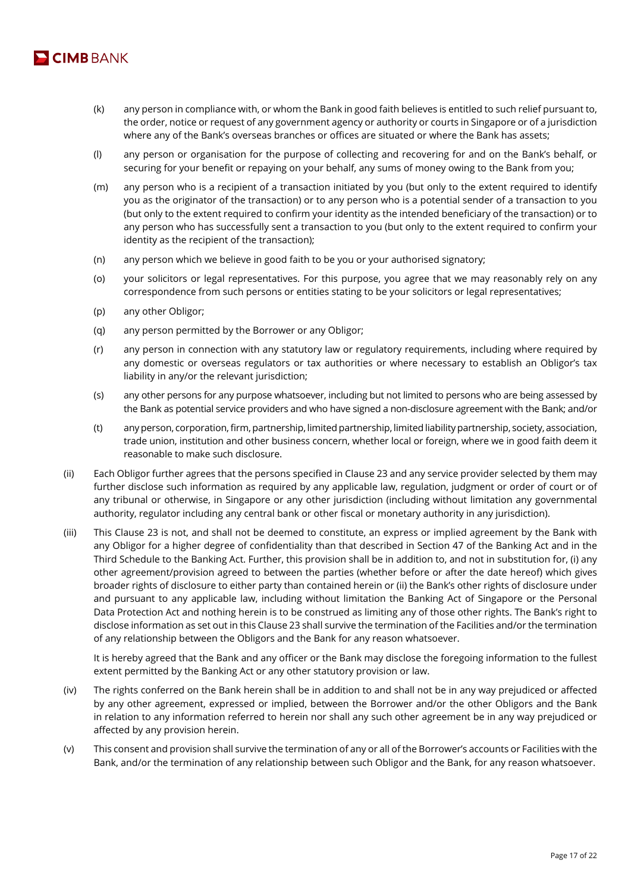(k) any person in compliance with, or whom the Bank in good faith believes is entitled to such relief pursuant to, the order, notice or request of any government agency or authority or courts in Singapore or of a jurisdiction where any of the Bank's overseas branches or offices are situated or where the Bank has assets;

(l) any person or organisation for the purpose of collecting and recovering for and on the Bank's behalf, or securing for your benefit or repaying on your behalf, any sums of money owing to the Bank from you;

(m) any person who is a recipient of a transaction initiated by you (but only to the extent required to identify you as the originator of the transaction) or to any person who is a potential sender of a transaction to you (but only to the extent required to confirm your identity as the intended beneficiary of the transaction) or to any person who has successfully sent a transaction to you (but only to the extent required to confirm your identity as the recipient of the transaction);

(n) any person which we believe in good faith to be you or your authorised signatory;

(o) your solicitors or legal representatives. For this purpose, you agree that we may reasonably rely on any correspondence from such persons or entities stating to be your solicitors or legal representatives;

(p) any other Obligor;

(q) any person permitted by the Borrower or any Obligor;

(r) any person in connection with any statutory law or regulatory requirements, including where required by any domestic or overseas regulators or tax authorities or where necessary to establish an Obligor's tax liability in any/or the relevant jurisdiction;

(s) any other persons for any purpose whatsoever, including but not limited to persons who are being assessed by the Bank as potential service providers and who have signed a non-disclosure agreement with the Bank; and/or

(t) any person, corporation, firm, partnership, limited partnership, limited liability partnership, society, association, trade union, institution and other business concern, whether local or foreign, where we in good faith deem it reasonable to make such disclosure.

(ii) Each Obligor further agrees that the persons specified in Clause 23 and any service provider selected by them may further disclose such information as required by any applicable law, regulation, judgment or order of court or of any tribunal or otherwise, in Singapore or any other jurisdiction (including without limitation any governmental authority, regulator including any central bank or other fiscal or monetary authority in any jurisdiction).

(iii) This Clause 23 is not, and shall not be deemed to constitute, an express or implied agreement by the Bank with any Obligor for a higher degree of confidentiality than that described in Section 47 of the Banking Act and in the Third Schedule to the Banking Act. Further, this provision shall be in addition to, and not in substitution for, (i) any other agreement/provision agreed to between the parties (whether before or after the date hereof) which gives broader rights of disclosure to either party than contained herein or (ii) the Bank's other rights of disclosure under and pursuant to any applicable law, including without limitation the Banking Act of Singapore or the Personal Data Protection Act and nothing herein is to be construed as limiting any of those other rights. The Bank's right to disclose information as set out in this Clause 23 shall survive the termination of the Facilities and/or the termination of any relationship between the Obligors and the Bank for any reason whatsoever.

It is hereby agreed that the Bank and any officer or the Bank may disclose the foregoing information to the fullest extent permitted by the Banking Act or any other statutory provision or law.

(iv) The rights conferred on the Bank herein shall be in addition to and shall not be in any way prejudiced or affected by any other agreement, expressed or implied, between the Borrower and/or the other Obligors and the Bank in relation to any information referred to herein nor shall any such other agreement be in any way prejudiced or affected by any provision herein.

(v) This consent and provision shall survive the termination of any or all of the Borrower's accounts or Facilities with the Bank, and/or the termination of any relationship between such Obligor and the Bank, for any reason whatsoever.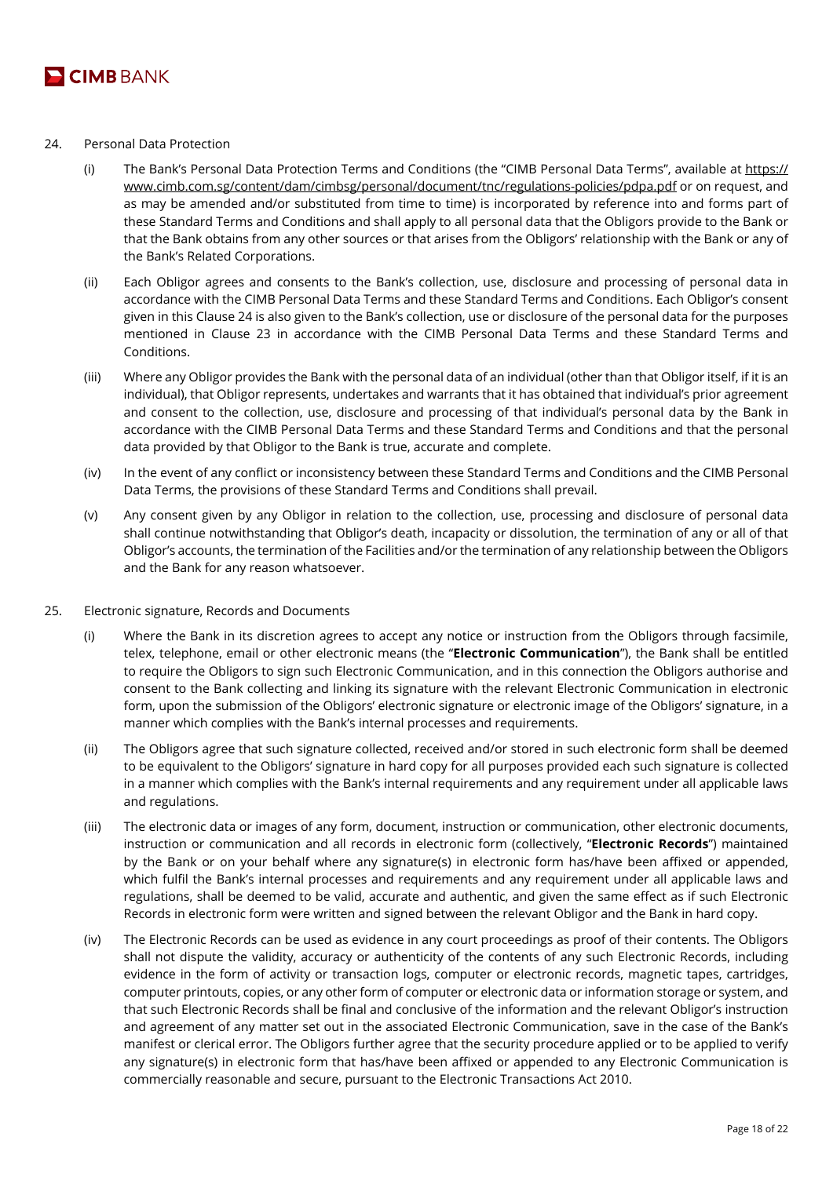24. Personal Data Protection

    (i) The Bank's Personal Data Protection Terms and Conditions (the "CIMB Personal Data Terms", available at https://www.cimb.com.sg/content/dam/cimbsg/personal/document/tnc/regulations-policies/pdpa.pdf or on request, and as may be amended and/or substituted from time to time) is incorporated by reference into and forms part of these Standard Terms and Conditions and shall apply to all personal data that the Obligors provide to the Bank or that the Bank obtains from any other sources or that arises from the Obligors' relationship with the Bank or any of the Bank's Related Corporations.

    (ii) Each Obligor agrees and consents to the Bank's collection, use, disclosure and processing of personal data in accordance with the CIMB Personal Data Terms and these Standard Terms and Conditions. Each Obligor's consent given in this Clause 24 is also given to the Bank's collection, use or disclosure of the personal data for the purposes mentioned in Clause 23 in accordance with the CIMB Personal Data Terms and these Standard Terms and Conditions.

    (iii) Where any Obligor provides the Bank with the personal data of an individual (other than that Obligor itself, if it is an individual), that Obligor represents, undertakes and warrants that it has obtained that individual's prior agreement and consent to the collection, use, disclosure and processing of that individual's personal data by the Bank in accordance with the CIMB Personal Data Terms and these Standard Terms and Conditions and that the personal data provided by that Obligor to the Bank is true, accurate and complete.

    (iv) In the event of any conflict or inconsistency between these Standard Terms and Conditions and the CIMB Personal Data Terms, the provisions of these Standard Terms and Conditions shall prevail.

    (v) Any consent given by any Obligor in relation to the collection, use, processing and disclosure of personal data shall continue notwithstanding that Obligor's death, incapacity or dissolution, the termination of any or all of that Obligor's accounts, the termination of the Facilities and/or the termination of any relationship between the Obligors and the Bank for any reason whatsoever.

25. Electronic signature, Records and Documents

    (i) Where the Bank in its discretion agrees to accept any notice or instruction from the Obligors through facsimile, telex, telephone, email or other electronic means (the "**Electronic Communication**"), the Bank shall be entitled to require the Obligors to sign such Electronic Communication, and in this connection the Obligors authorise and consent to the Bank collecting and linking its signature with the relevant Electronic Communication in electronic form, upon the submission of the Obligors' electronic signature or electronic image of the Obligors' signature, in a manner which complies with the Bank's internal processes and requirements.

    (ii) The Obligors agree that such signature collected, received and/or stored in such electronic form shall be deemed to be equivalent to the Obligors' signature in hard copy for all purposes provided each such signature is collected in a manner which complies with the Bank's internal requirements and any requirement under all applicable laws and regulations.

    (iii) The electronic data or images of any form, document, instruction or communication, other electronic documents, instruction or communication and all records in electronic form (collectively, "**Electronic Records**") maintained by the Bank or on your behalf where any signature(s) in electronic form has/have been affixed or appended, which fulfil the Bank's internal processes and requirements and any requirement under all applicable laws and regulations, shall be deemed to be valid, accurate and authentic, and given the same effect as if such Electronic Records in electronic form were written and signed between the relevant Obligor and the Bank in hard copy.

    (iv) The Electronic Records can be used as evidence in any court proceedings as proof of their contents. The Obligors shall not dispute the validity, accuracy or authenticity of the contents of any such Electronic Records, including evidence in the form of activity or transaction logs, computer or electronic records, magnetic tapes, cartridges, computer printouts, copies, or any other form of computer or electronic data or information storage or system, and that such Electronic Records shall be final and conclusive of the information and the relevant Obligor's instruction and agreement of any matter set out in the associated Electronic Communication, save in the case of the Bank's manifest or clerical error. The Obligors further agree that the security procedure applied or to be applied to verify any signature(s) in electronic form that has/have been affixed or appended to any Electronic Communication is commercially reasonable and secure, pursuant to the Electronic Transactions Act 2010.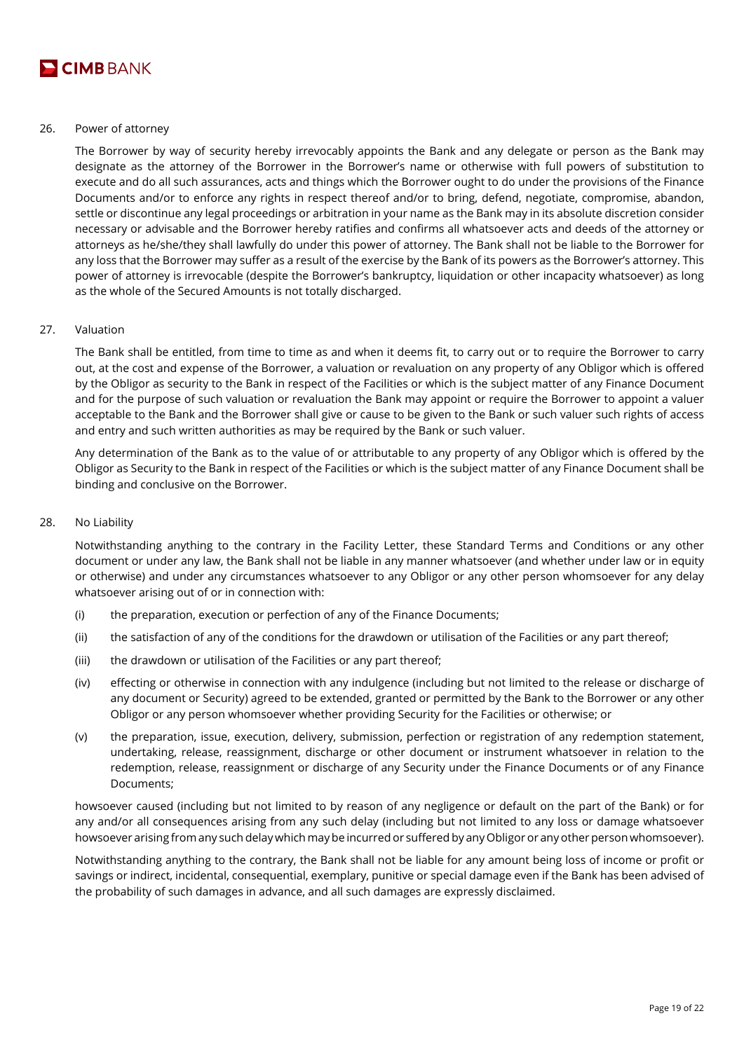26. Power of attorney

The Borrower by way of security hereby irrevocably appoints the Bank and any delegate or person as the Bank may designate as the attorney of the Borrower in the Borrower's name or otherwise with full powers of substitution to execute and do all such assurances, acts and things which the Borrower ought to do under the provisions of the Finance Documents and/or to enforce any rights in respect thereof and/or to bring, defend, negotiate, compromise, abandon, settle or discontinue any legal proceedings or arbitration in your name as the Bank may in its absolute discretion consider necessary or advisable and the Borrower hereby ratifies and confirms all whatsoever acts and deeds of the attorney or attorneys as he/she/they shall lawfully do under this power of attorney. The Bank shall not be liable to the Borrower for any loss that the Borrower may suffer as a result of the exercise by the Bank of its powers as the Borrower's attorney. This power of attorney is irrevocable (despite the Borrower's bankruptcy, liquidation or other incapacity whatsoever) as long as the whole of the Secured Amounts is not totally discharged.

27. Valuation

The Bank shall be entitled, from time to time as and when it deems fit, to carry out or to require the Borrower to carry out, at the cost and expense of the Borrower, a valuation or revaluation on any property of any Obligor which is offered by the Obligor as security to the Bank in respect of the Facilities or which is the subject matter of any Finance Document and for the purpose of such valuation or revaluation the Bank may appoint or require the Borrower to appoint a valuer acceptable to the Bank and the Borrower shall give or cause to be given to the Bank or such valuer such rights of access and entry and such written authorities as may be required by the Bank or such valuer.

Any determination of the Bank as to the value of or attributable to any property of any Obligor which is offered by the Obligor as Security to the Bank in respect of the Facilities or which is the subject matter of any Finance Document shall be binding and conclusive on the Borrower.

28. No Liability

Notwithstanding anything to the contrary in the Facility Letter, these Standard Terms and Conditions or any other document or under any law, the Bank shall not be liable in any manner whatsoever (and whether under law or in equity or otherwise) and under any circumstances whatsoever to any Obligor or any other person whomsoever for any delay whatsoever arising out of or in connection with:

(i) the preparation, execution or perfection of any of the Finance Documents;

(ii) the satisfaction of any of the conditions for the drawdown or utilisation of the Facilities or any part thereof;

(iii) the drawdown or utilisation of the Facilities or any part thereof;

(iv) effecting or otherwise in connection with any indulgence (including but not limited to the release or discharge of any document or Security) agreed to be extended, granted or permitted by the Bank to the Borrower or any other Obligor or any person whomsoever whether providing Security for the Facilities or otherwise; or

(v) the preparation, issue, execution, delivery, submission, perfection or registration of any redemption statement, undertaking, release, reassignment, discharge or other document or instrument whatsoever in relation to the redemption, release, reassignment or discharge of any Security under the Finance Documents or of any Finance Documents;

howsoever caused (including but not limited to by reason of any negligence or default on the part of the Bank) or for any and/or all consequences arising from any such delay (including but not limited to any loss or damage whatsoever howsoever arising from any such delay which may be incurred or suffered by any Obligor or any other person whomsoever).

Notwithstanding anything to the contrary, the Bank shall not be liable for any amount being loss of income or profit or savings or indirect, incidental, consequential, exemplary, punitive or special damage even if the Bank has been advised of the probability of such damages in advance, and all such damages are expressly disclaimed.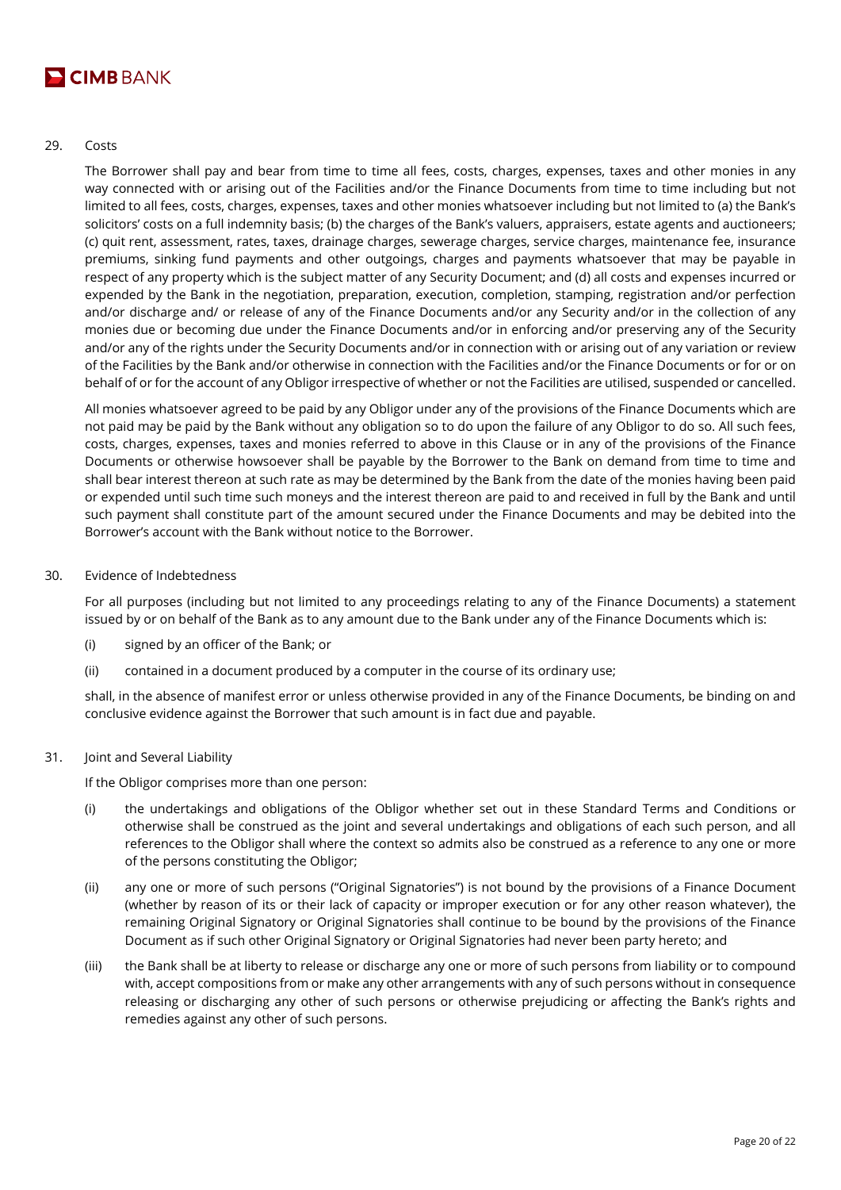## 29. Costs

The Borrower shall pay and bear from time to time all fees, costs, charges, expenses, taxes and other monies in any way connected with or arising out of the Facilities and/or the Finance Documents from time to time including but not limited to all fees, costs, charges, expenses, taxes and other monies whatsoever including but not limited to (a) the Bank's solicitors' costs on a full indemnity basis; (b) the charges of the Bank's valuers, appraisers, estate agents and auctioneers; (c) quit rent, assessment, rates, taxes, drainage charges, sewerage charges, service charges, maintenance fee, insurance premiums, sinking fund payments and other outgoings, charges and payments whatsoever that may be payable in respect of any property which is the subject matter of any Security Document; and (d) all costs and expenses incurred or expended by the Bank in the negotiation, preparation, execution, completion, stamping, registration and/or perfection and/or discharge and/ or release of any of the Finance Documents and/or any Security and/or in the collection of any monies due or becoming due under the Finance Documents and/or in enforcing and/or preserving any of the Security and/or any of the rights under the Security Documents and/or in connection with or arising out of any variation or review of the Facilities by the Bank and/or otherwise in connection with the Facilities and/or the Finance Documents or for or on behalf of or for the account of any Obligor irrespective of whether or not the Facilities are utilised, suspended or cancelled.

All monies whatsoever agreed to be paid by any Obligor under any of the provisions of the Finance Documents which are not paid may be paid by the Bank without any obligation so to do upon the failure of any Obligor to do so. All such fees, costs, charges, expenses, taxes and monies referred to above in this Clause or in any of the provisions of the Finance Documents or otherwise howsoever shall be payable by the Borrower to the Bank on demand from time to time and shall bear interest thereon at such rate as may be determined by the Bank from the date of the monies having been paid or expended until such time such moneys and the interest thereon are paid to and received in full by the Bank and until such payment shall constitute part of the amount secured under the Finance Documents and may be debited into the Borrower's account with the Bank without notice to the Borrower.

## 30. Evidence of Indebtedness

For all purposes (including but not limited to any proceedings relating to any of the Finance Documents) a statement issued by or on behalf of the Bank as to any amount due to the Bank under any of the Finance Documents which is:

(i) signed by an officer of the Bank; or

(ii) contained in a document produced by a computer in the course of its ordinary use;

shall, in the absence of manifest error or unless otherwise provided in any of the Finance Documents, be binding on and conclusive evidence against the Borrower that such amount is in fact due and payable.

## 31. Joint and Several Liability

If the Obligor comprises more than one person:

(i) the undertakings and obligations of the Obligor whether set out in these Standard Terms and Conditions or otherwise shall be construed as the joint and several undertakings and obligations of each such person, and all references to the Obligor shall where the context so admits also be construed as a reference to any one or more of the persons constituting the Obligor;

(ii) any one or more of such persons ("Original Signatories") is not bound by the provisions of a Finance Document (whether by reason of its or their lack of capacity or improper execution or for any other reason whatever), the remaining Original Signatory or Original Signatories shall continue to be bound by the provisions of the Finance Document as if such other Original Signatory or Original Signatories had never been party hereto; and

(iii) the Bank shall be at liberty to release or discharge any one or more of such persons from liability or to compound with, accept compositions from or make any other arrangements with any of such persons without in consequence releasing or discharging any other of such persons or otherwise prejudicing or affecting the Bank's rights and remedies against any other of such persons.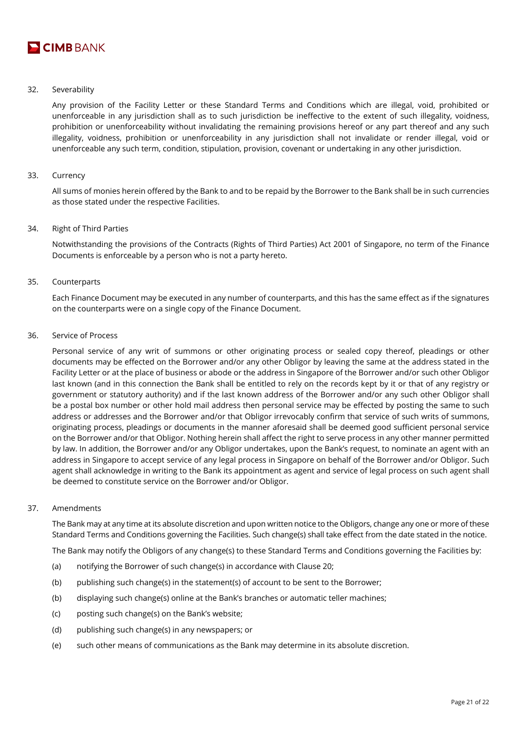32. Severability

 Any provision of the Facility Letter or these Standard Terms and Conditions which are illegal, void, prohibited or unenforceable in any jurisdiction shall as to such jurisdiction be ineffective to the extent of such illegality, voidness, prohibition or unenforceability without invalidating the remaining provisions hereof or any part thereof and any such illegality, voidness, prohibition or unenforceability in any jurisdiction shall not invalidate or render illegal, void or unenforceable any such term, condition, stipulation, provision, covenant or undertaking in any other jurisdiction.

33. Currency

 All sums of monies herein offered by the Bank to and to be repaid by the Borrower to the Bank shall be in such currencies as those stated under the respective Facilities.

34. Right of Third Parties

 Notwithstanding the provisions of the Contracts (Rights of Third Parties) Act 2001 of Singapore, no term of the Finance Documents is enforceable by a person who is not a party hereto.

35. Counterparts

 Each Finance Document may be executed in any number of counterparts, and this has the same effect as if the signatures on the counterparts were on a single copy of the Finance Document.

36. Service of Process

 Personal service of any writ of summons or other originating process or sealed copy thereof, pleadings or other documents may be effected on the Borrower and/or any other Obligor by leaving the same at the address stated in the Facility Letter or at the place of business or abode or the address in Singapore of the Borrower and/or such other Obligor last known (and in this connection the Bank shall be entitled to rely on the records kept by it or that of any registry or government or statutory authority) and if the last known address of the Borrower and/or any such other Obligor shall be a postal box number or other hold mail address then personal service may be effected by posting the same to such address or addresses and the Borrower and/or that Obligor irrevocably confirm that service of such writs of summons, originating process, pleadings or documents in the manner aforesaid shall be deemed good sufficient personal service on the Borrower and/or that Obligor. Nothing herein shall affect the right to serve process in any other manner permitted by law. In addition, the Borrower and/or any Obligor undertakes, upon the Bank's request, to nominate an agent with an address in Singapore to accept service of any legal process in Singapore on behalf of the Borrower and/or Obligor. Such agent shall acknowledge in writing to the Bank its appointment as agent and service of legal process on such agent shall be deemed to constitute service on the Borrower and/or Obligor.

37. Amendments

 The Bank may at any time at its absolute discretion and upon written notice to the Obligors, change any one or more of these Standard Terms and Conditions governing the Facilities. Such change(s) shall take effect from the date stated in the notice.

 The Bank may notify the Obligors of any change(s) to these Standard Terms and Conditions governing the Facilities by:

 (a) notifying the Borrower of such change(s) in accordance with Clause 20;

 (b) publishing such change(s) in the statement(s) of account to be sent to the Borrower;

 (b) displaying such change(s) online at the Bank's branches or automatic teller machines;

 (c) posting such change(s) on the Bank's website;

 (d) publishing such change(s) in any newspapers; or

 (e) such other means of communications as the Bank may determine in its absolute discretion.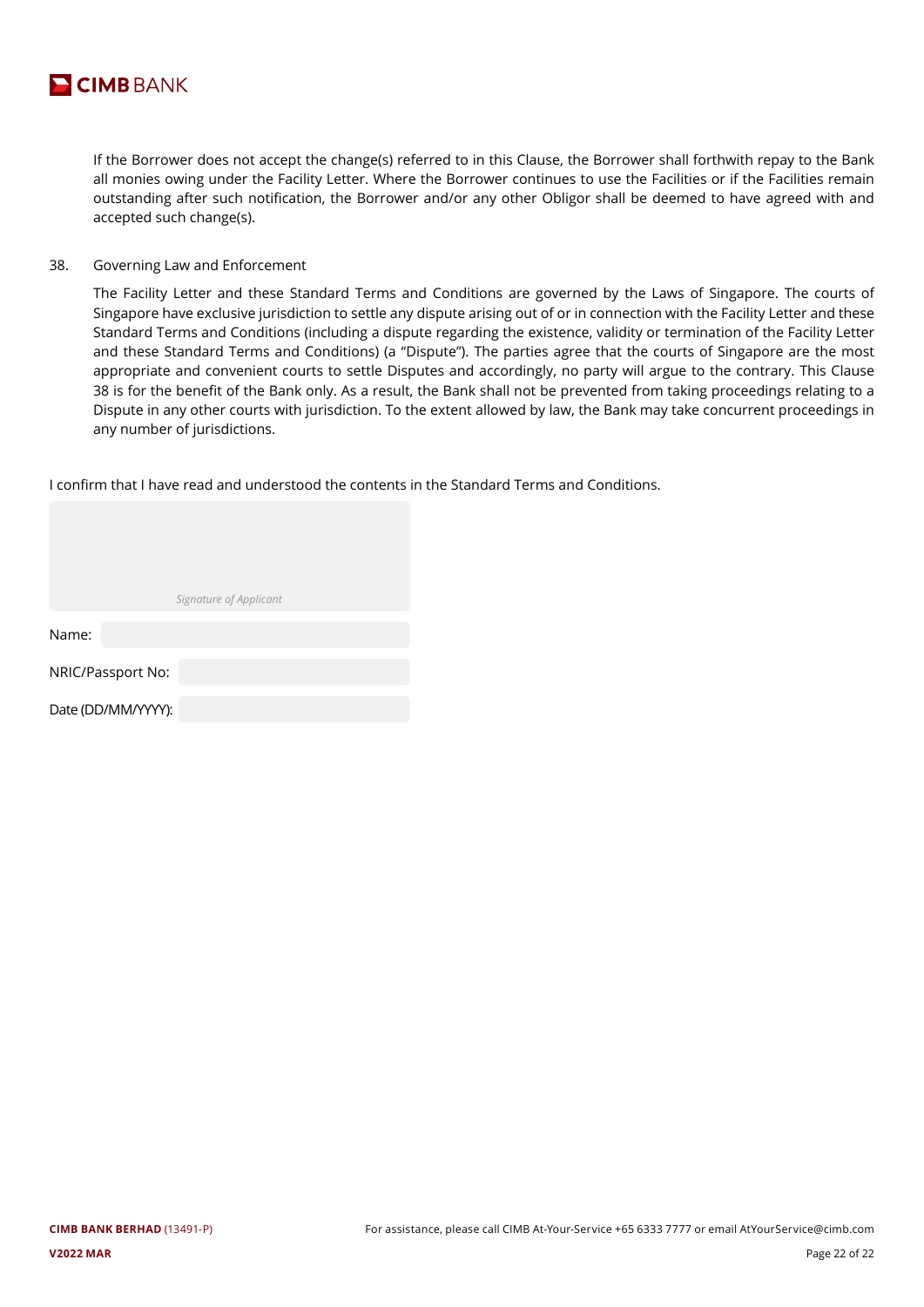If the Borrower does not accept the change(s) referred to in this Clause, the Borrower shall forthwith repay to the Bank all monies owing under the Facility Letter. Where the Borrower continues to use the Facilities or if the Facilities remain outstanding after such notification, the Borrower and/or any other Obligor shall be deemed to have agreed with and accepted such change(s).

38. Governing Law and Enforcement

The Facility Letter and these Standard Terms and Conditions are governed by the Laws of Singapore. The courts of Singapore have exclusive jurisdiction to settle any dispute arising out of or in connection with the Facility Letter and these Standard Terms and Conditions (including a dispute regarding the existence, validity or termination of the Facility Letter and these Standard Terms and Conditions) (a "Dispute"). The parties agree that the courts of Singapore are the most appropriate and convenient courts to settle Disputes and accordingly, no party will argue to the contrary. This Clause 38 is for the benefit of the Bank only. As a result, the Bank shall not be prevented from taking proceedings relating to a Dispute in any other courts with jurisdiction. To the extent allowed by law, the Bank may take concurrent proceedings in any number of jurisdictions.

I confirm that I have read and understood the contents in the Standard Terms and Conditions.

*Signature of Applicant*

Name:

NRIC/Passport No:

Date (DD/MM/YYYY):